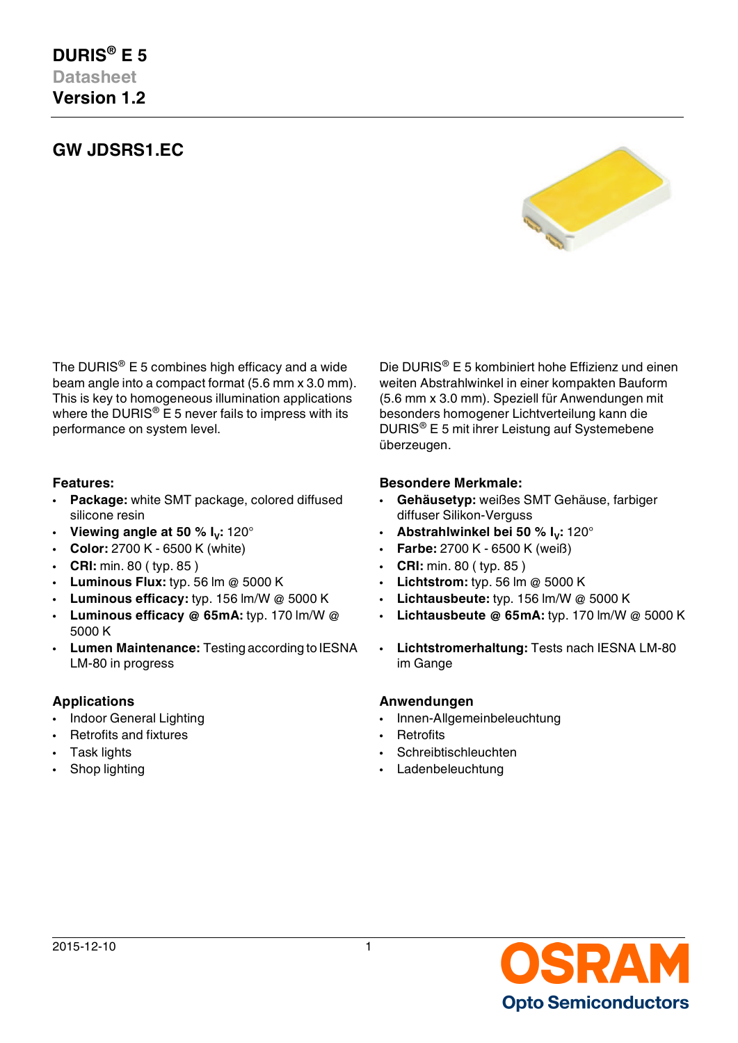# DURIS® E 5

Datasheet

**Version 1.2**

## GW JDSRS1.EC

The DURIS® E 5 combines high efficacy and a wide beam angle into a compact format (5.6 mm x 3.0 mm). This is key to homogeneous illumination applications where the DURIS® E 5 never fails to impress with its performance on system level.

Die DURIS® E 5 kombiniert hohe Effizienz und einen weiten Abstrahlwinkel in einer kompakten Bauform (5.6 mm x 3.0 mm). Speziell für Anwendungen mit besonders homogener Lichtverteilung kann die DURIS® E 5 mit ihrer Leistung auf Systemebene überzeugen.

### Features:

- **Package:** white SMT package, colored diffused silicone resin
- **Viewing angle at 50 % $I_V$:** 120°
- **Color:** 2700 K - 6500 K (white)
- **CRI:** min. 80 ( typ. 85 )
- **Luminous Flux:** typ. 56 lm @ 5000 K
- **Luminous efficacy:** typ. 156 lm/W @ 5000 K
- **Luminous efficacy @ 65mA:** typ. 170 lm/W @ 5000 K
- **Lumen Maintenance:** Testing according to IESNA LM-80 in progress

### Besondere Merkmale:

- **Gehäusetyp:** weißes SMT Gehäuse, farbiger diffuser Silikon-Verguss
- **Abstrahlwinkel bei 50 % $I_V$:** 120°
- **Farbe:** 2700 K - 6500 K (weiß)
- **CRI:** min. 80 ( typ. 85 )
- **Lichtstrom:** typ. 56 lm @ 5000 K
- **Lichtausbeute:** typ. 156 lm/W @ 5000 K
- **Lichtausbeute @ 65mA:** typ. 170 lm/W @ 5000 K
- **Lichtstromerhaltung:** Tests nach IESNA LM-80 im Gange

### Applications

- Indoor General Lighting
- Retrofits and fixtures
- Task lights
- Shop lighting

### Anwendungen

- Innen-Allgemeinbeleuchtung
- Retrofits
- Schreibtischleuchten
- Ladenbeleuchtung

2015-12-10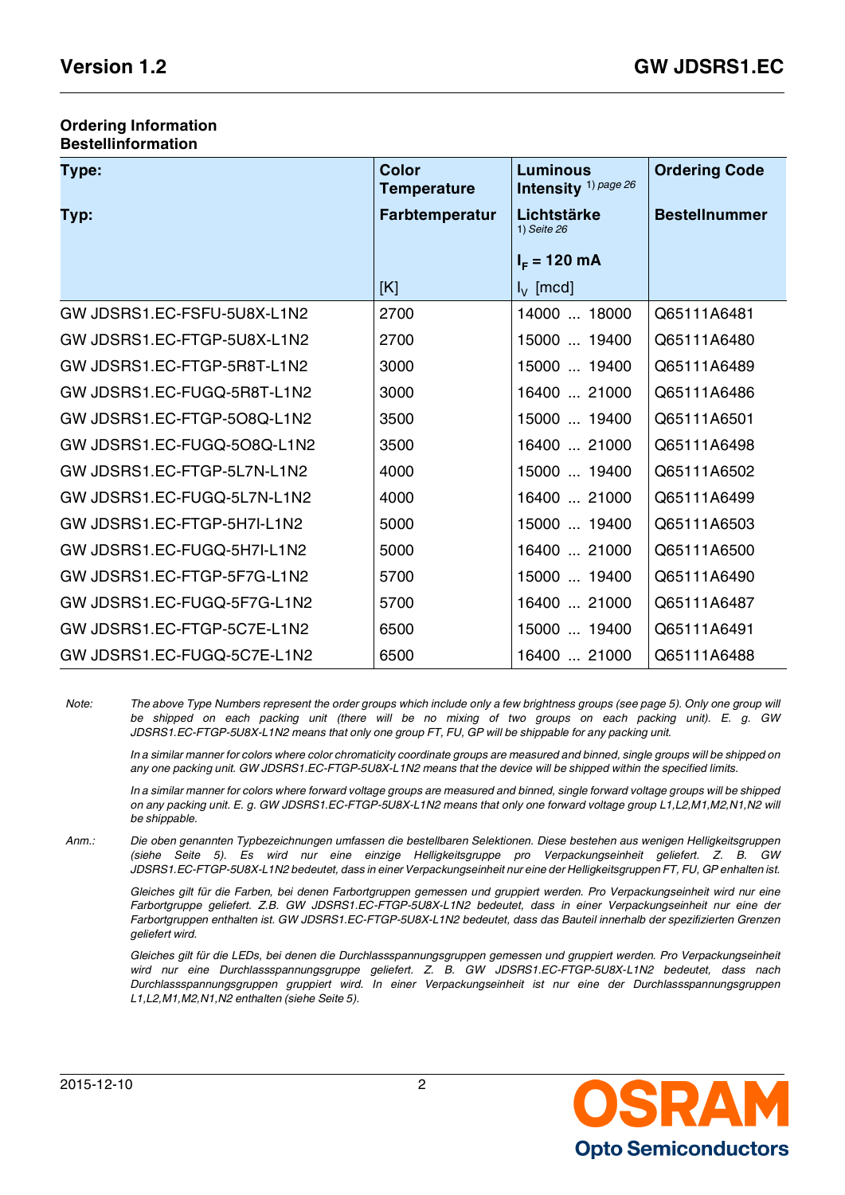## Ordering Information
## Bestellinformation

| Type:<br><br>Typ: | Color Temperature<br><br>Farbtemperatur<br><br><br>[K] | Luminous Intensity [1) page 26]<br><br>Lichtstärke<br>1) Seite 26<br><br>$I_F$ = 120 mA<br>$I_V$ [mcd] | Ordering Code<br><br>Bestellnummer |
|---|---|---|---|
| GW JDSRS1.EC-FSFU-5U8X-L1N2 | 2700 | 14000 ... 18000 | Q65111A6481 |
| GW JDSRS1.EC-FTGP-5U8X-L1N2 | 2700 | 15000 ... 19400 | Q65111A6480 |
| GW JDSRS1.EC-FTGP-5R8T-L1N2 | 3000 | 15000 ... 19400 | Q65111A6489 |
| GW JDSRS1.EC-FUGQ-5R8T-L1N2 | 3000 | 16400 ... 21000 | Q65111A6486 |
| GW JDSRS1.EC-FTGP-5O8Q-L1N2 | 3500 | 15000 ... 19400 | Q65111A6501 |
| GW JDSRS1.EC-FUGQ-5O8Q-L1N2 | 3500 | 16400 ... 21000 | Q65111A6498 |
| GW JDSRS1.EC-FTGP-5L7N-L1N2 | 4000 | 15000 ... 19400 | Q65111A6502 |
| GW JDSRS1.EC-FUGQ-5L7N-L1N2 | 4000 | 16400 ... 21000 | Q65111A6499 |
| GW JDSRS1.EC-FTGP-5H7I-L1N2 | 5000 | 15000 ... 19400 | Q65111A6503 |
| GW JDSRS1.EC-FUGQ-5H7I-L1N2 | 5000 | 16400 ... 21000 | Q65111A6500 |
| GW JDSRS1.EC-FTGP-5F7G-L1N2 | 5700 | 15000 ... 19400 | Q65111A6490 |
| GW JDSRS1.EC-FUGQ-5F7G-L1N2 | 5700 | 16400 ... 21000 | Q65111A6487 |
| GW JDSRS1.EC-FTGP-5C7E-L1N2 | 6500 | 15000 ... 19400 | Q65111A6491 |
| GW JDSRS1.EC-FUGQ-5C7E-L1N2 | 6500 | 16400 ... 21000 | Q65111A6488 |

*Note:* *The above Type Numbers represent the order groups which include only a few brightness groups (see page 5). Only one group will be shipped on each packing unit (there will be no mixing of two groups on each packing unit). E. g. GW JDSRS1.EC-FTGP-5U8X-L1N2 means that only one group FT, FU, GP will be shippable for any packing unit.*

*In a similar manner for colors where color chromaticity coordinate groups are measured and binned, single groups will be shipped on any one packing unit. GW JDSRS1.EC-FTGP-5U8X-L1N2 means that the device will be shipped within the specified limits.*

*In a similar manner for colors where forward voltage groups are measured and binned, single forward voltage groups will be shipped on any packing unit. E. g. GW JDSRS1.EC-FTGP-5U8X-L1N2 means that only one forward voltage group L1,L2,M1,M2,N1,N2 will be shippable.*

*Anm.:* *Die oben genannten Typbezeichnungen umfassen die bestellbaren Selektionen. Diese bestehen aus wenigen Helligkeitsgruppen (siehe Seite 5). Es wird nur eine einzige Helligkeitsgruppe pro Verpackungseinheit geliefert. Z. B. GW JDSRS1.EC-FTGP-5U8X-L1N2 bedeutet, dass in einer Verpackungseinheit nur eine der Helligkeitsgruppen FT, FU, GP enhalten ist.*

*Gleiches gilt für die Farben, bei denen Farbortgruppen gemessen und gruppiert werden. Pro Verpackungseinheit wird nur eine Farbortgruppe geliefert. Z.B. GW JDSRS1.EC-FTGP-5U8X-L1N2 bedeutet, dass in einer Verpackungseinheit nur eine der Farbortgruppen enthalten ist. GW JDSRS1.EC-FTGP-5U8X-L1N2 bedeutet, dass das Bauteil innerhalb der spezifizierten Grenzen geliefert wird.*

*Gleiches gilt für die LEDs, bei denen die Durchlassspannungsgruppen gemessen und gruppiert werden. Pro Verpackungseinheit wird nur eine Durchlassspannungsgruppe geliefert. Z. B. GW JDSRS1.EC-FTGP-5U8X-L1N2 bedeutet, dass nach Durchlassspannungsgruppen gruppiert wird. In einer Verpackungseinheit ist nur eine der Durchlassspannungsgruppen L1,L2,M1,M2,N1,N2 enthalten (siehe Seite 5).*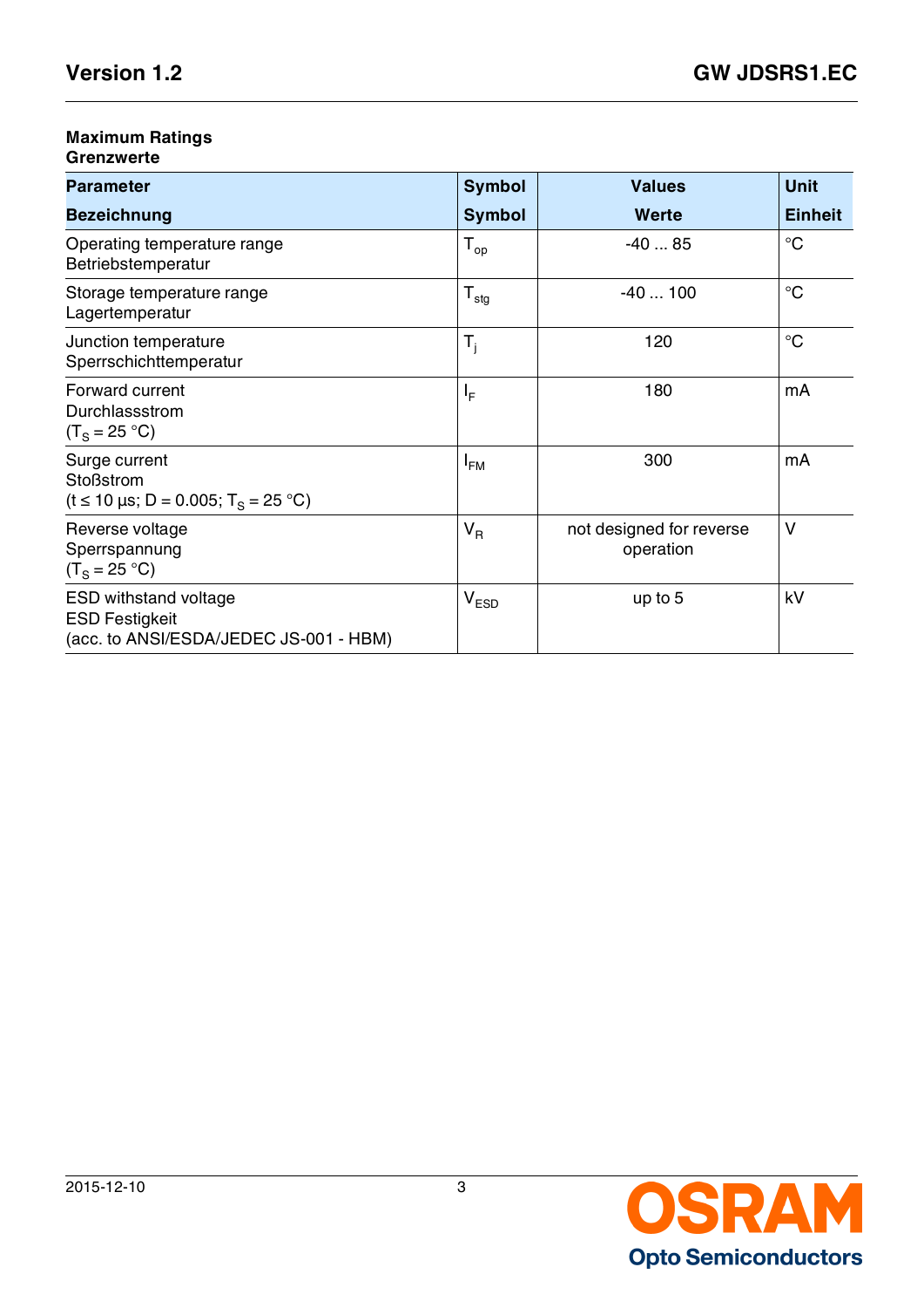**Maximum Ratings**
**Grenzwerte**

| Parameter<br>Bezeichnung | Symbol<br>Symbol | Values<br>Werte | Unit<br>Einheit |
|---|---|---|---|
| Operating temperature range<br>Betriebstemperatur | $T_{op}$ | -40 ... 85 | °C |
| Storage temperature range<br>Lagertemperatur | $T_{stg}$ | -40 ... 100 | °C |
| Junction temperature<br>Sperrschichttemperatur | $T_j$ | 120 | °C |
| Forward current<br>Durchlassstrom<br>($T_S$ = 25 °C) | $I_F$ | 180 | mA |
| Surge current<br>Stoßstrom<br>(t ≤ 10 µs; D = 0.005; $T_S$ = 25 °C) | $I_{FM}$ | 300 | mA |
| Reverse voltage<br>Sperrspannung<br>($T_S$ = 25 °C) | $V_R$ | not designed for reverse operation | V |
| ESD withstand voltage<br>ESD Festigkeit<br>(acc. to ANSI/ESDA/JEDEC JS-001 - HBM) | $V_{ESD}$ | up to 5 | kV |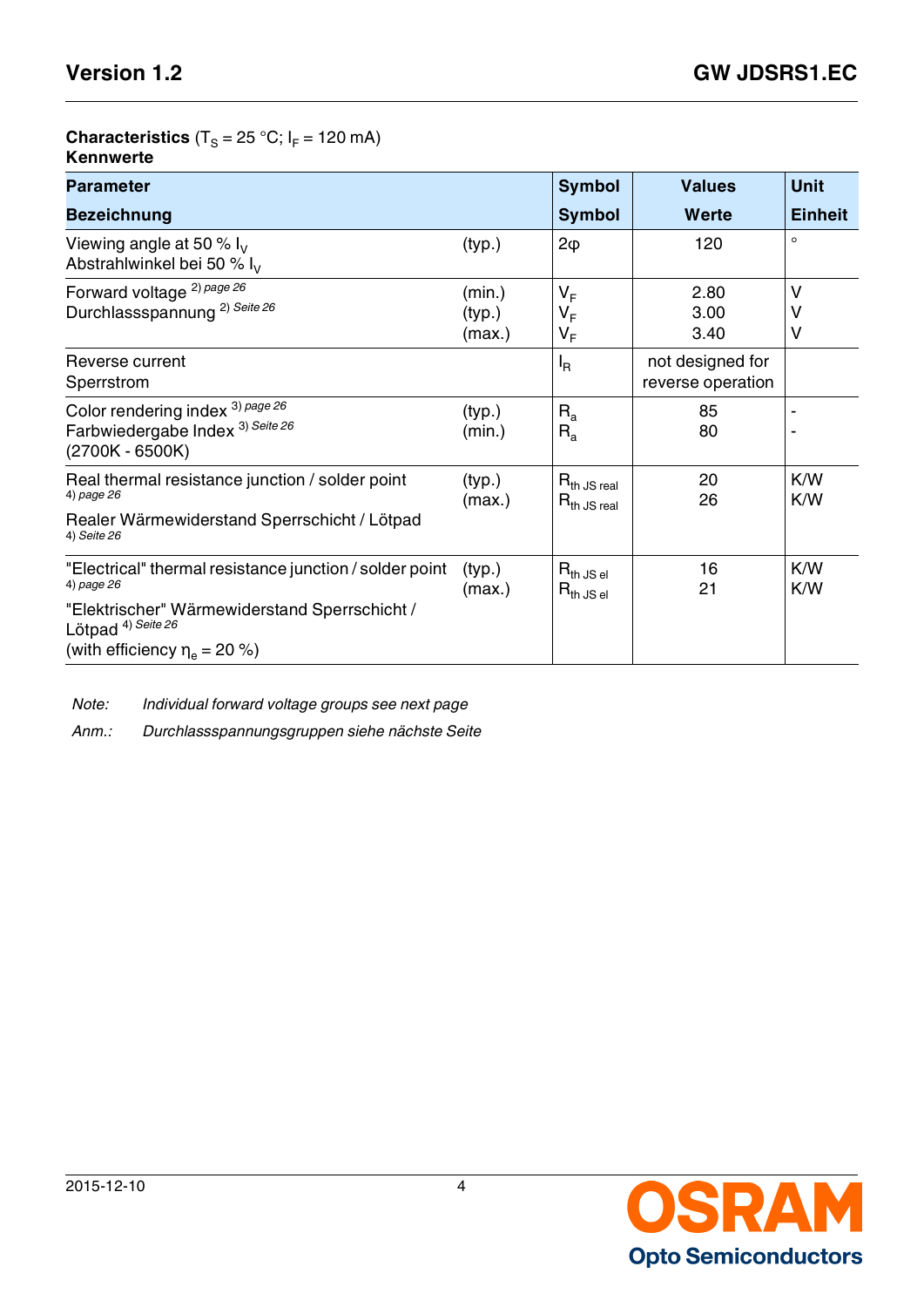**Characteristics** ($T_S$ = 25 °C; $I_F$ = 120 mA)
**Kennwerte**

| Parameter<br>Bezeichnung | | Symbol<br>Symbol | Values<br>Werte | Unit<br>Einheit |
|---|---|---|---|---|
| Viewing angle at 50 % $I_V$<br>Abstrahlwinkel bei 50 % $I_V$ | (typ.) | $2\varphi$ | 120 | ° |
| Forward voltage [2) page 26]<br>Durchlassspannung [2) Seite 26] | (min.)<br>(typ.)<br>(max.) | $V_F$<br>$V_F$<br>$V_F$ | 2.80<br>3.00<br>3.40 | V<br>V<br>V |
| Reverse current<br>Sperrstrom | | $I_R$ | not designed for reverse operation | |
| Color rendering index [3) page 26]<br>Farbwiedergabe Index [3) Seite 26]<br>(2700K - 6500K) | (typ.)<br>(min.) | $R_a$<br>$R_a$ | 85<br>80 | -<br>- |
| Real thermal resistance junction / solder point [4) page 26]<br>Realer Wärmewiderstand Sperrschicht / Lötpad [4) Seite 26] | (typ.)<br>(max.) | $R_{th\ JS\ real}$<br>$R_{th\ JS\ real}$ | 20<br>26 | K/W<br>K/W |
| "Electrical" thermal resistance junction / solder point [4) page 26]<br>"Elektrischer" Wärmewiderstand Sperrschicht / Lötpad [4) Seite 26]<br>(with efficiency $\eta_e$ = 20 %) | (typ.)<br>(max.) | $R_{th\ JS\ el}$<br>$R_{th\ JS\ el}$ | 16<br>21 | K/W<br>K/W |

*Note:* *Individual forward voltage groups see next page*

*Anm.:* *Durchlassspannungsgruppen siehe nächste Seite*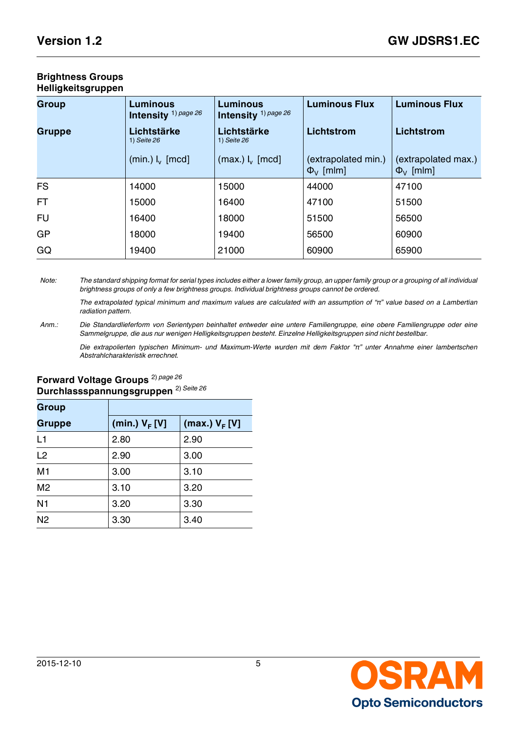## Brightness Groups
## Helligkeitsgruppen

| Group<br><br>Gruppe | Luminous Intensity [1) page 26]<br><br>Lichtstärke [1) Seite 26]<br><br>(min.) $I_v$ [mcd] | Luminous Intensity [1) page 26]<br><br>Lichtstärke [1) Seite 26]<br><br>(max.) $I_v$ [mcd] | Luminous Flux<br><br>Lichtstrom<br><br>(extrapolated min.) $\Phi_V$ [mlm] | Luminous Flux<br><br>Lichtstrom<br><br>(extrapolated max.) $\Phi_V$ [mlm] |
|---|---|---|---|---|
| FS | 14000 | 15000 | 44000 | 47100 |
| FT | 15000 | 16400 | 47100 | 51500 |
| FU | 16400 | 18000 | 51500 | 56500 |
| GP | 18000 | 19400 | 56500 | 60900 |
| GQ | 19400 | 21000 | 60900 | 65900 |

*Note:* *The standard shipping format for serial types includes either a lower family group, an upper family group or a grouping of all individual brightness groups of only a few brightness groups. Individual brightness groups cannot be ordered.*

*The extrapolated typical minimum and maximum values are calculated with an assumption of "π" value based on a Lambertian radiation pattern.*

*Anm.:* *Die Standardlieferform von Serientypen beinhaltet entweder eine untere Familiengruppe, eine obere Familiengruppe oder eine Sammelgruppe, die aus nur wenigen Helligkeitsgruppen besteht. Einzelne Helligkeitsgruppen sind nicht bestellbar.*

*Die extrapolierten typischen Minimum- und Maximum-Werte wurden mit dem Faktor "π" unter Annahme einer lambertschen Abstrahlcharakteristik errechnet.*

## Forward Voltage Groups [2) page 26]
## Durchlassspannungsgruppen [2) Seite 26]

| Group<br>Gruppe | (min.) $V_F$ [V] | (max.) $V_F$ [V] |
|---|---|---|
| L1 | 2.80 | 2.90 |
| L2 | 2.90 | 3.00 |
| M1 | 3.00 | 3.10 |
| M2 | 3.10 | 3.20 |
| N1 | 3.20 | 3.30 |
| N2 | 3.30 | 3.40 |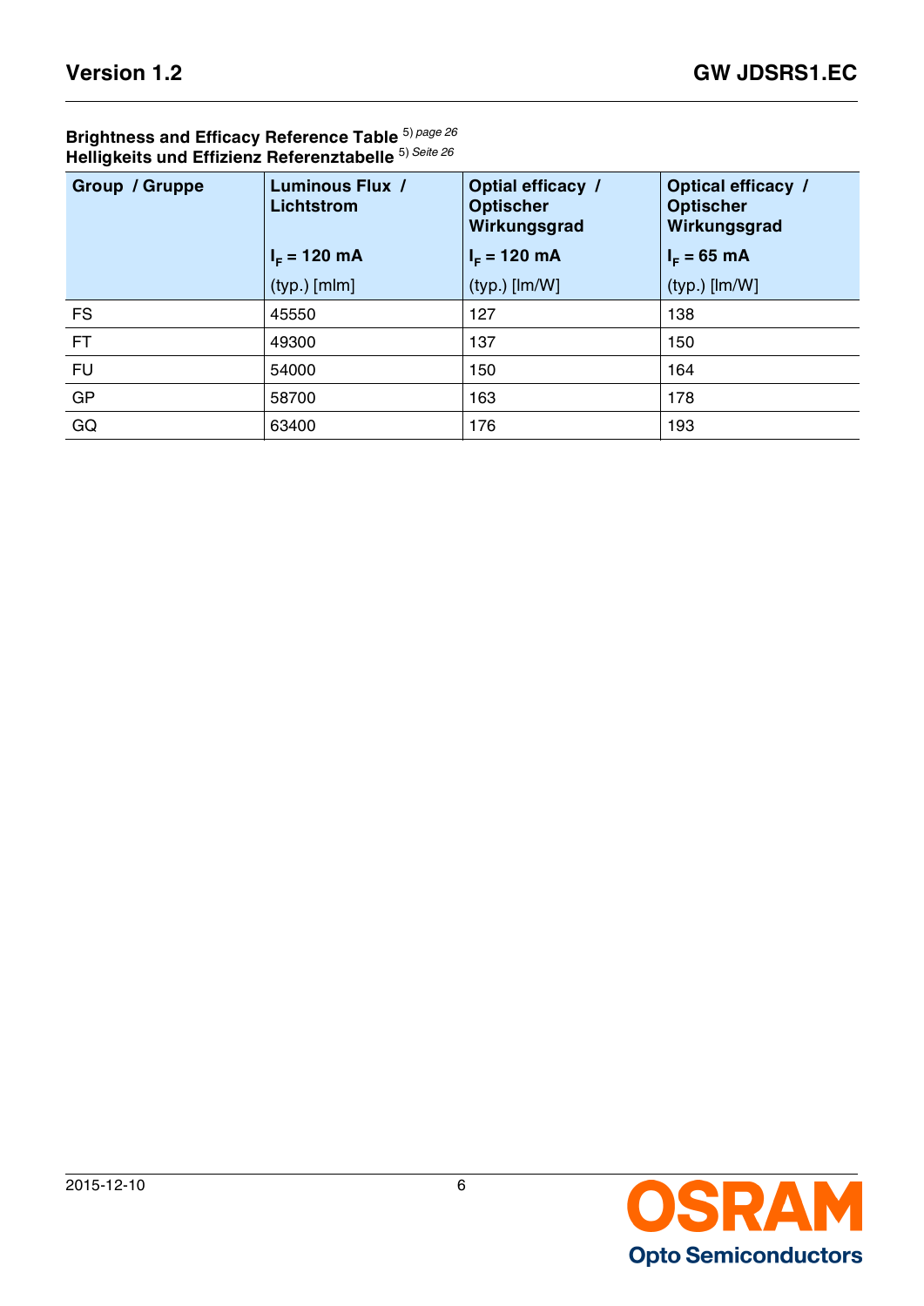**Brightness and Efficacy Reference Table** [5) page 26]
**Helligkeits und Effizienz Referenztabelle** [5) Seite 26]

| Group / Gruppe | Luminous Flux / Lichtstrom $I_F$ = 120 mA (typ.) [mlm] | Optial efficacy / Optischer Wirkungsgrad $I_F$ = 120 mA (typ.) [lm/W] | Optical efficacy / Optischer Wirkungsgrad $I_F$ = 65 mA (typ.) [lm/W] |
|---|---|---|---|
| FS | 45550 | 127 | 138 |
| FT | 49300 | 137 | 150 |
| FU | 54000 | 150 | 164 |
| GP | 58700 | 163 | 178 |
| GQ | 63400 | 176 | 193 |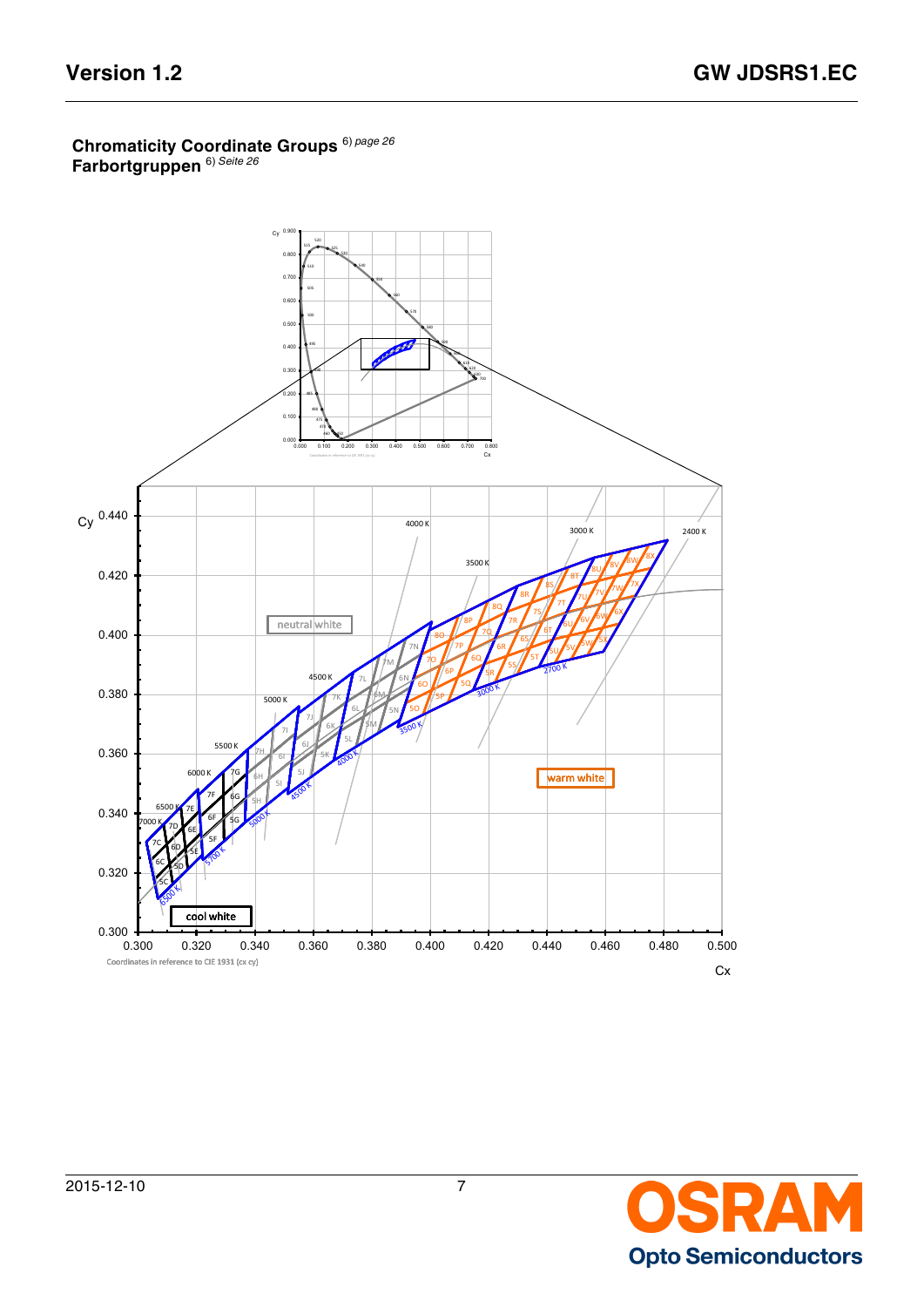**Chromaticity Coordinate Groups** [6)] *page 26*
**Farbortgruppen** [6)] *Seite 26*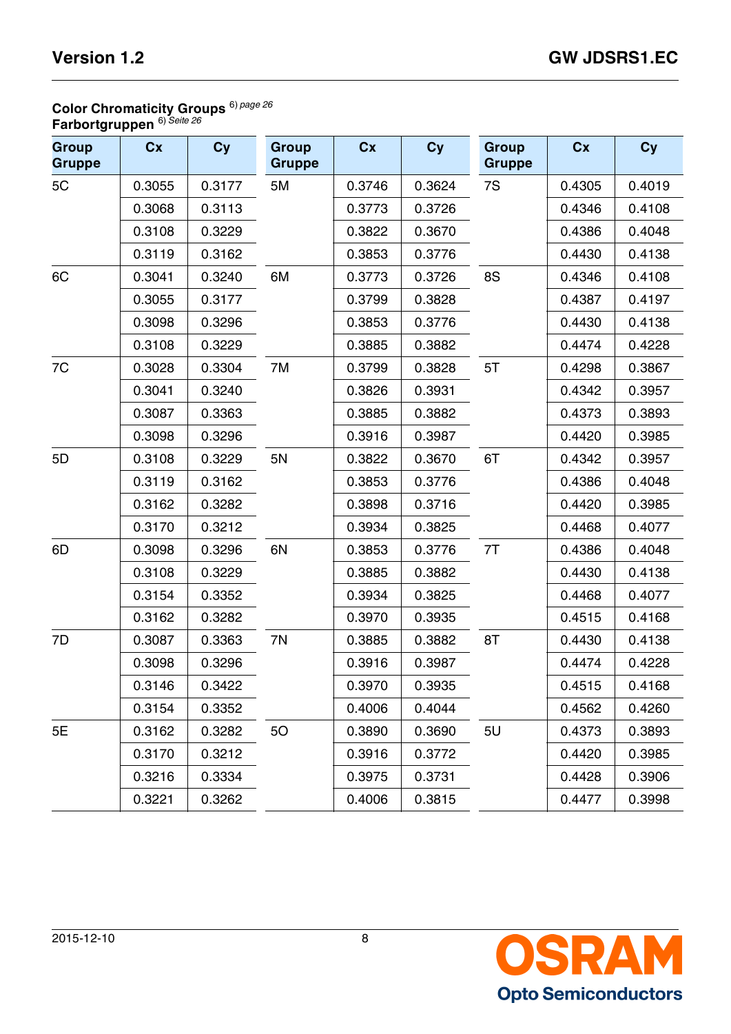**Color Chromaticity Groups** [6) page 26]
**Farbortgruppen** [6) Seite 26]

| Group Gruppe | Cx | Cy | Group Gruppe | Cx | Cy | Group Gruppe | Cx | Cy |
|---|---|---|---|---|---|---|---|---|
| 5C | 0.3055 | 0.3177 | 5M | 0.3746 | 0.3624 | 7S | 0.4305 | 0.4019 |
| | 0.3068 | 0.3113 | | 0.3773 | 0.3726 | | 0.4346 | 0.4108 |
| | 0.3108 | 0.3229 | | 0.3822 | 0.3670 | | 0.4386 | 0.4048 |
| | 0.3119 | 0.3162 | | 0.3853 | 0.3776 | | 0.4430 | 0.4138 |
| 6C | 0.3041 | 0.3240 | 6M | 0.3773 | 0.3726 | 8S | 0.4346 | 0.4108 |
| | 0.3055 | 0.3177 | | 0.3799 | 0.3828 | | 0.4387 | 0.4197 |
| | 0.3098 | 0.3296 | | 0.3853 | 0.3776 | | 0.4430 | 0.4138 |
| | 0.3108 | 0.3229 | | 0.3885 | 0.3882 | | 0.4474 | 0.4228 |
| 7C | 0.3028 | 0.3304 | 7M | 0.3799 | 0.3828 | 5T | 0.4298 | 0.3867 |
| | 0.3041 | 0.3240 | | 0.3826 | 0.3931 | | 0.4342 | 0.3957 |
| | 0.3087 | 0.3363 | | 0.3885 | 0.3882 | | 0.4373 | 0.3893 |
| | 0.3098 | 0.3296 | | 0.3916 | 0.3987 | | 0.4420 | 0.3985 |
| 5D | 0.3108 | 0.3229 | 5N | 0.3822 | 0.3670 | 6T | 0.4342 | 0.3957 |
| | 0.3119 | 0.3162 | | 0.3853 | 0.3776 | | 0.4386 | 0.4048 |
| | 0.3162 | 0.3282 | | 0.3898 | 0.3716 | | 0.4420 | 0.3985 |
| | 0.3170 | 0.3212 | | 0.3934 | 0.3825 | | 0.4468 | 0.4077 |
| 6D | 0.3098 | 0.3296 | 6N | 0.3853 | 0.3776 | 7T | 0.4386 | 0.4048 |
| | 0.3108 | 0.3229 | | 0.3885 | 0.3882 | | 0.4430 | 0.4138 |
| | 0.3154 | 0.3352 | | 0.3934 | 0.3825 | | 0.4468 | 0.4077 |
| | 0.3162 | 0.3282 | | 0.3970 | 0.3935 | | 0.4515 | 0.4168 |
| 7D | 0.3087 | 0.3363 | 7N | 0.3885 | 0.3882 | 8T | 0.4430 | 0.4138 |
| | 0.3098 | 0.3296 | | 0.3916 | 0.3987 | | 0.4474 | 0.4228 |
| | 0.3146 | 0.3422 | | 0.3970 | 0.3935 | | 0.4515 | 0.4168 |
| | 0.3154 | 0.3352 | | 0.4006 | 0.4044 | | 0.4562 | 0.4260 |
| 5E | 0.3162 | 0.3282 | 5O | 0.3890 | 0.3690 | 5U | 0.4373 | 0.3893 |
| | 0.3170 | 0.3212 | | 0.3916 | 0.3772 | | 0.4420 | 0.3985 |
| | 0.3216 | 0.3334 | | 0.3975 | 0.3731 | | 0.4428 | 0.3906 |
| | 0.3221 | 0.3262 | | 0.4006 | 0.3815 | | 0.4477 | 0.3998 |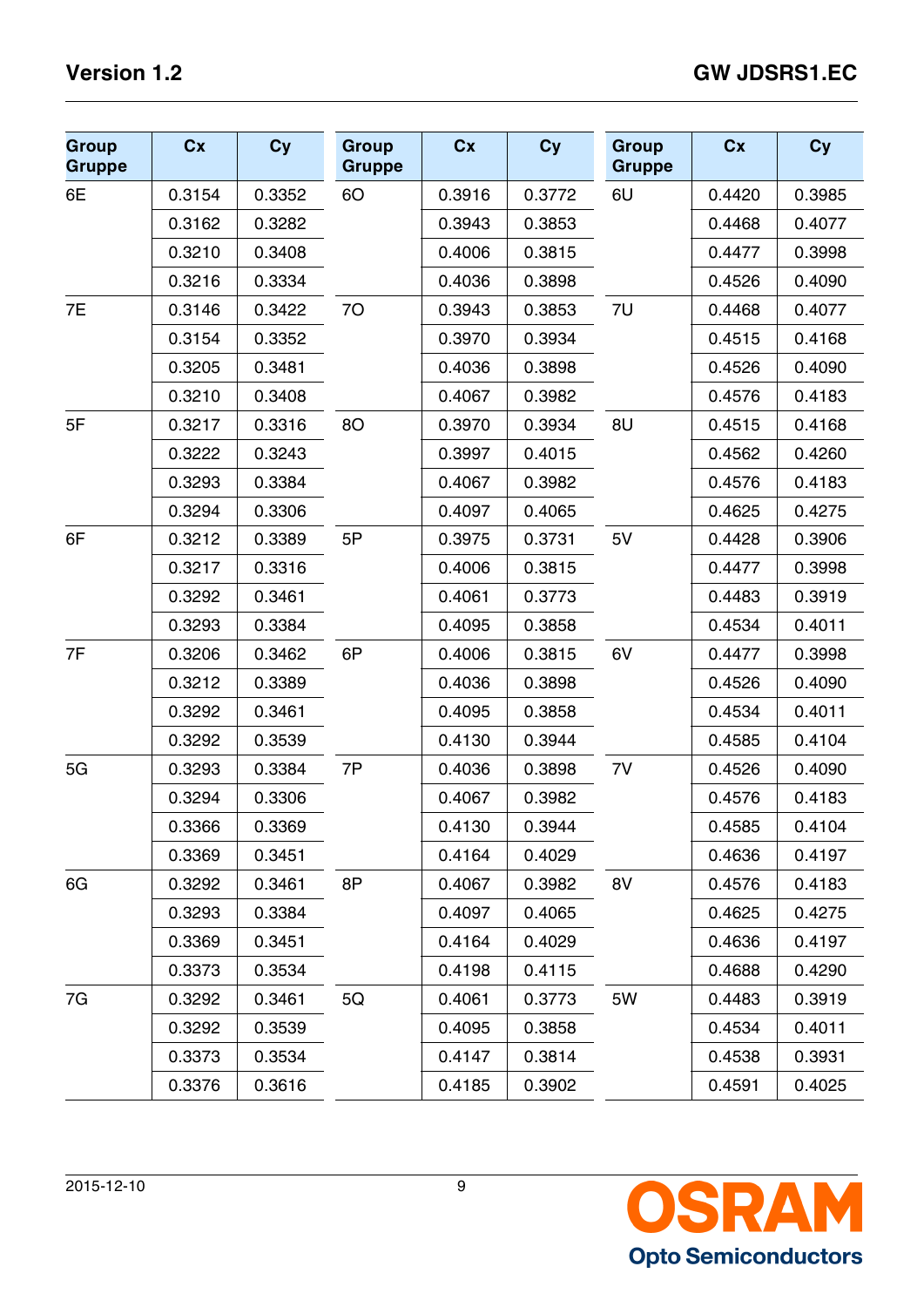| Group Gruppe | Cx | Cy | Group Gruppe | Cx | Cy | Group Gruppe | Cx | Cy |
|---|---|---|---|---|---|---|---|---|
| 6E | 0.3154 | 0.3352 | 6O | 0.3916 | 0.3772 | 6U | 0.4420 | 0.3985 |
| | 0.3162 | 0.3282 | | 0.3943 | 0.3853 | | 0.4468 | 0.4077 |
| | 0.3210 | 0.3408 | | 0.4006 | 0.3815 | | 0.4477 | 0.3998 |
| | 0.3216 | 0.3334 | | 0.4036 | 0.3898 | | 0.4526 | 0.4090 |
| 7E | 0.3146 | 0.3422 | 7O | 0.3943 | 0.3853 | 7U | 0.4468 | 0.4077 |
| | 0.3154 | 0.3352 | | 0.3970 | 0.3934 | | 0.4515 | 0.4168 |
| | 0.3205 | 0.3481 | | 0.4036 | 0.3898 | | 0.4526 | 0.4090 |
| | 0.3210 | 0.3408 | | 0.4067 | 0.3982 | | 0.4576 | 0.4183 |
| 5F | 0.3217 | 0.3316 | 8O | 0.3970 | 0.3934 | 8U | 0.4515 | 0.4168 |
| | 0.3222 | 0.3243 | | 0.3997 | 0.4015 | | 0.4562 | 0.4260 |
| | 0.3293 | 0.3384 | | 0.4067 | 0.3982 | | 0.4576 | 0.4183 |
| | 0.3294 | 0.3306 | | 0.4097 | 0.4065 | | 0.4625 | 0.4275 |
| 6F | 0.3212 | 0.3389 | 5P | 0.3975 | 0.3731 | 5V | 0.4428 | 0.3906 |
| | 0.3217 | 0.3316 | | 0.4006 | 0.3815 | | 0.4477 | 0.3998 |
| | 0.3292 | 0.3461 | | 0.4061 | 0.3773 | | 0.4483 | 0.3919 |
| | 0.3293 | 0.3384 | | 0.4095 | 0.3858 | | 0.4534 | 0.4011 |
| 7F | 0.3206 | 0.3462 | 6P | 0.4006 | 0.3815 | 6V | 0.4477 | 0.3998 |
| | 0.3212 | 0.3389 | | 0.4036 | 0.3898 | | 0.4526 | 0.4090 |
| | 0.3292 | 0.3461 | | 0.4095 | 0.3858 | | 0.4534 | 0.4011 |
| | 0.3292 | 0.3539 | | 0.4130 | 0.3944 | | 0.4585 | 0.4104 |
| 5G | 0.3293 | 0.3384 | 7P | 0.4036 | 0.3898 | 7V | 0.4526 | 0.4090 |
| | 0.3294 | 0.3306 | | 0.4067 | 0.3982 | | 0.4576 | 0.4183 |
| | 0.3366 | 0.3369 | | 0.4130 | 0.3944 | | 0.4585 | 0.4104 |
| | 0.3369 | 0.3451 | | 0.4164 | 0.4029 | | 0.4636 | 0.4197 |
| 6G | 0.3292 | 0.3461 | 8P | 0.4067 | 0.3982 | 8V | 0.4576 | 0.4183 |
| | 0.3293 | 0.3384 | | 0.4097 | 0.4065 | | 0.4625 | 0.4275 |
| | 0.3369 | 0.3451 | | 0.4164 | 0.4029 | | 0.4636 | 0.4197 |
| | 0.3373 | 0.3534 | | 0.4198 | 0.4115 | | 0.4688 | 0.4290 |
| 7G | 0.3292 | 0.3461 | 5Q | 0.4061 | 0.3773 | 5W | 0.4483 | 0.3919 |
| | 0.3292 | 0.3539 | | 0.4095 | 0.3858 | | 0.4534 | 0.4011 |
| | 0.3373 | 0.3534 | | 0.4147 | 0.3814 | | 0.4538 | 0.3931 |
| | 0.3376 | 0.3616 | | 0.4185 | 0.3902 | | 0.4591 | 0.4025 |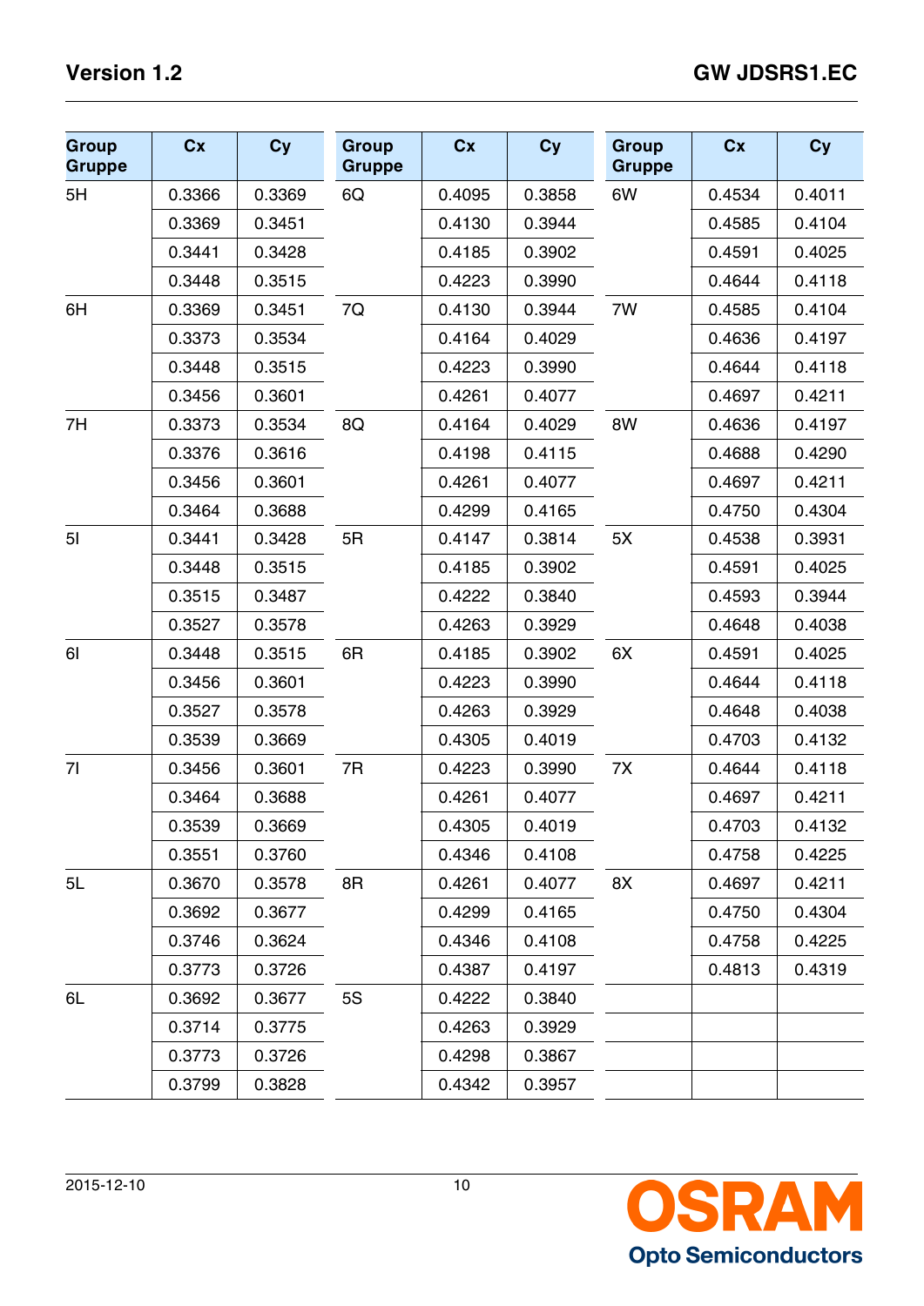| Group Gruppe | Cx | Cy | Group Gruppe | Cx | Cy | Group Gruppe | Cx | Cy |
|---|---|---|---|---|---|---|---|---|
| 5H | 0.3366 | 0.3369 | 6Q | 0.4095 | 0.3858 | 6W | 0.4534 | 0.4011 |
| | 0.3369 | 0.3451 | | 0.4130 | 0.3944 | | 0.4585 | 0.4104 |
| | 0.3441 | 0.3428 | | 0.4185 | 0.3902 | | 0.4591 | 0.4025 |
| | 0.3448 | 0.3515 | | 0.4223 | 0.3990 | | 0.4644 | 0.4118 |
| 6H | 0.3369 | 0.3451 | 7Q | 0.4130 | 0.3944 | 7W | 0.4585 | 0.4104 |
| | 0.3373 | 0.3534 | | 0.4164 | 0.4029 | | 0.4636 | 0.4197 |
| | 0.3448 | 0.3515 | | 0.4223 | 0.3990 | | 0.4644 | 0.4118 |
| | 0.3456 | 0.3601 | | 0.4261 | 0.4077 | | 0.4697 | 0.4211 |
| 7H | 0.3373 | 0.3534 | 8Q | 0.4164 | 0.4029 | 8W | 0.4636 | 0.4197 |
| | 0.3376 | 0.3616 | | 0.4198 | 0.4115 | | 0.4688 | 0.4290 |
| | 0.3456 | 0.3601 | | 0.4261 | 0.4077 | | 0.4697 | 0.4211 |
| | 0.3464 | 0.3688 | | 0.4299 | 0.4165 | | 0.4750 | 0.4304 |
| 5I | 0.3441 | 0.3428 | 5R | 0.4147 | 0.3814 | 5X | 0.4538 | 0.3931 |
| | 0.3448 | 0.3515 | | 0.4185 | 0.3902 | | 0.4591 | 0.4025 |
| | 0.3515 | 0.3487 | | 0.4222 | 0.3840 | | 0.4593 | 0.3944 |
| | 0.3527 | 0.3578 | | 0.4263 | 0.3929 | | 0.4648 | 0.4038 |
| 6I | 0.3448 | 0.3515 | 6R | 0.4185 | 0.3902 | 6X | 0.4591 | 0.4025 |
| | 0.3456 | 0.3601 | | 0.4223 | 0.3990 | | 0.4644 | 0.4118 |
| | 0.3527 | 0.3578 | | 0.4263 | 0.3929 | | 0.4648 | 0.4038 |
| | 0.3539 | 0.3669 | | 0.4305 | 0.4019 | | 0.4703 | 0.4132 |
| 7I | 0.3456 | 0.3601 | 7R | 0.4223 | 0.3990 | 7X | 0.4644 | 0.4118 |
| | 0.3464 | 0.3688 | | 0.4261 | 0.4077 | | 0.4697 | 0.4211 |
| | 0.3539 | 0.3669 | | 0.4305 | 0.4019 | | 0.4703 | 0.4132 |
| | 0.3551 | 0.3760 | | 0.4346 | 0.4108 | | 0.4758 | 0.4225 |
| 5L | 0.3670 | 0.3578 | 8R | 0.4261 | 0.4077 | 8X | 0.4697 | 0.4211 |
| | 0.3692 | 0.3677 | | 0.4299 | 0.4165 | | 0.4750 | 0.4304 |
| | 0.3746 | 0.3624 | | 0.4346 | 0.4108 | | 0.4758 | 0.4225 |
| | 0.3773 | 0.3726 | | 0.4387 | 0.4197 | | 0.4813 | 0.4319 |
| 6L | 0.3692 | 0.3677 | 5S | 0.4222 | 0.3840 | | | |
| | 0.3714 | 0.3775 | | 0.4263 | 0.3929 | | | |
| | 0.3773 | 0.3726 | | 0.4298 | 0.3867 | | | |
| | 0.3799 | 0.3828 | | 0.4342 | 0.3957 | | | |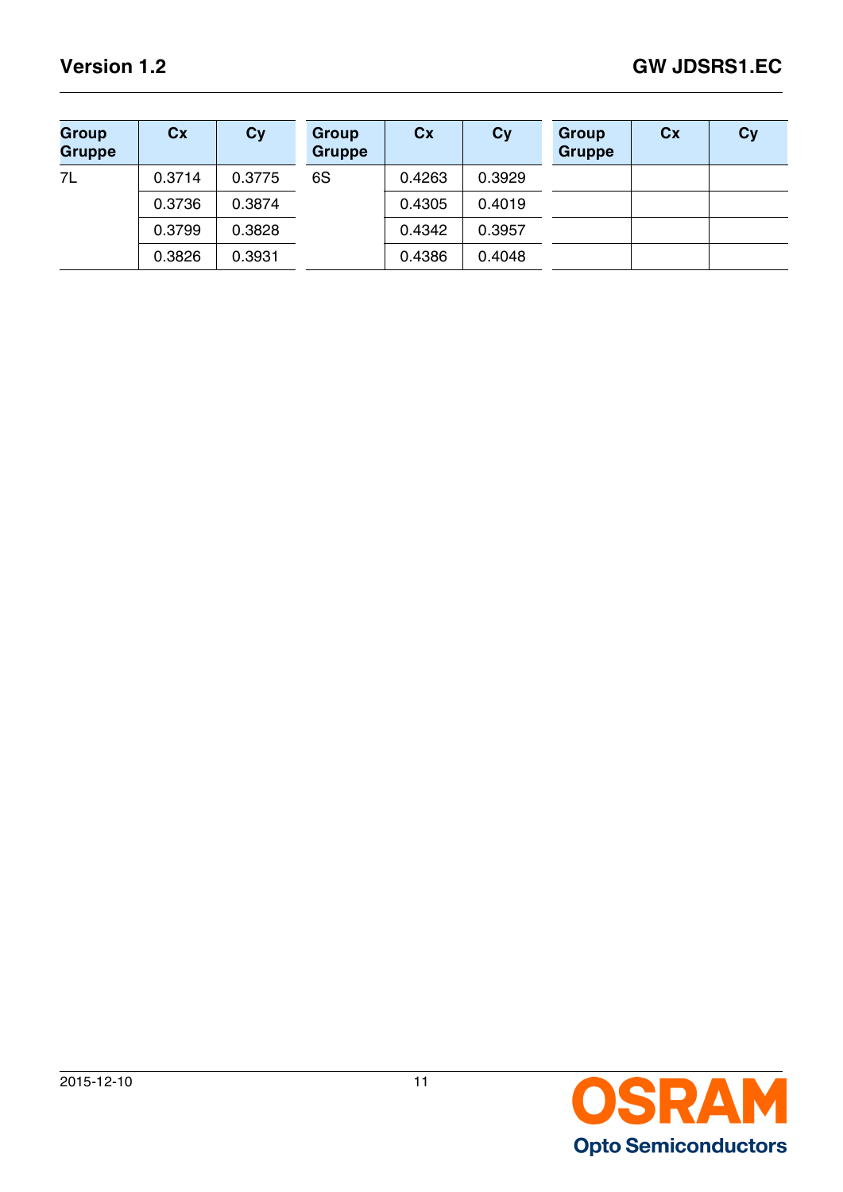| Group Gruppe | Cx | Cy | Group Gruppe | Cx | Cy | Group Gruppe | Cx | Cy |
|---|---|---|---|---|---|---|---|---|
| 7L | 0.3714 | 0.3775 | 6S | 0.4263 | 0.3929 | | | |
| | 0.3736 | 0.3874 | | 0.4305 | 0.4019 | | | |
| | 0.3799 | 0.3828 | | 0.4342 | 0.3957 | | | |
| | 0.3826 | 0.3931 | | 0.4386 | 0.4048 | | | |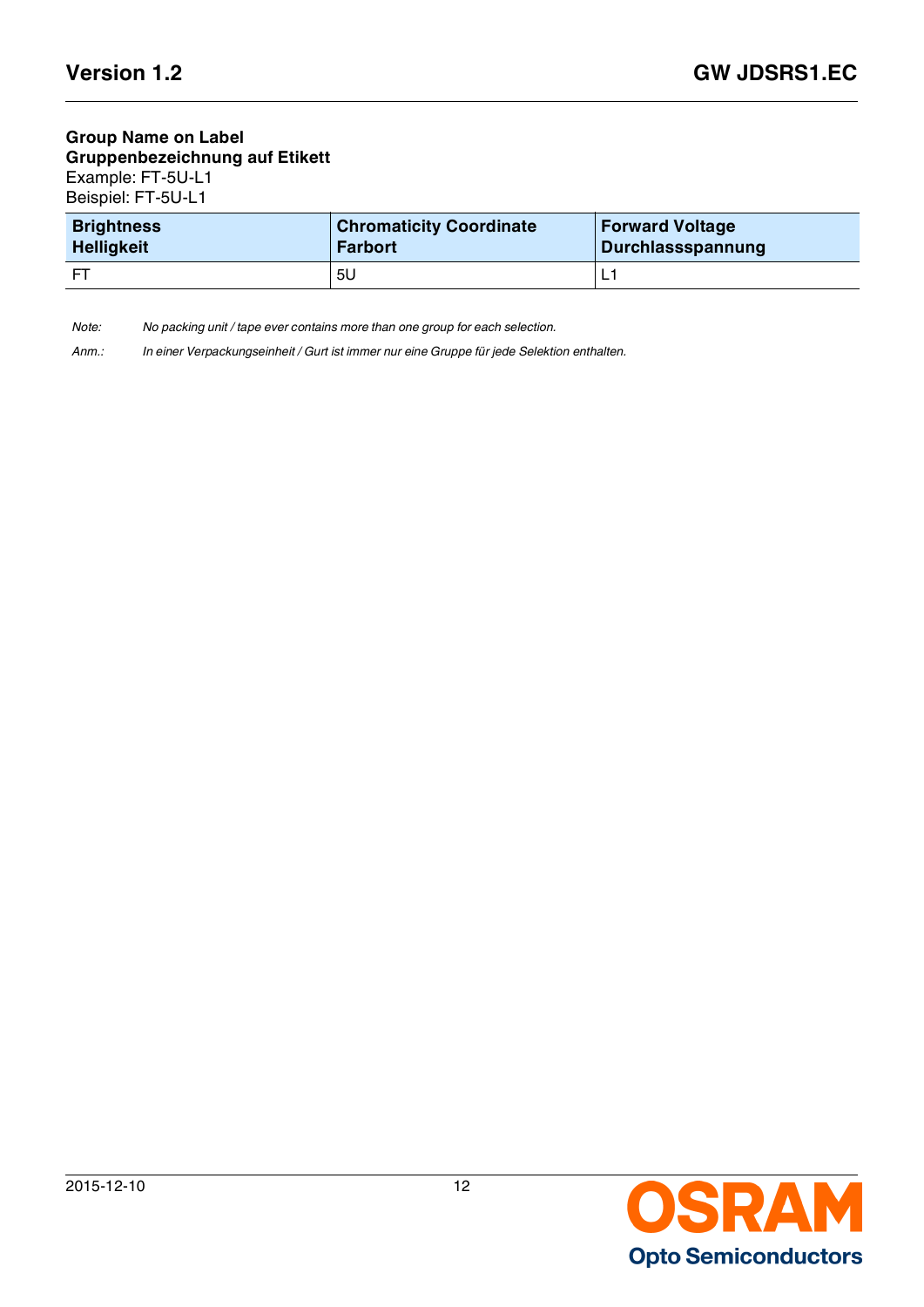**Group Name on Label**
**Gruppenbezeichnung auf Etikett**
Example: FT-5U-L1
Beispiel: FT-5U-L1

| Brightness<br>Helligkeit | Chromaticity Coordinate<br>Farbort | Forward Voltage<br>Durchlassspannung |
|---|---|---|
| FT | 5U | L1 |

*Note:* *No packing unit / tape ever contains more than one group for each selection.*

*Anm.:* *In einer Verpackungseinheit / Gurt ist immer nur eine Gruppe für jede Selektion enthalten.*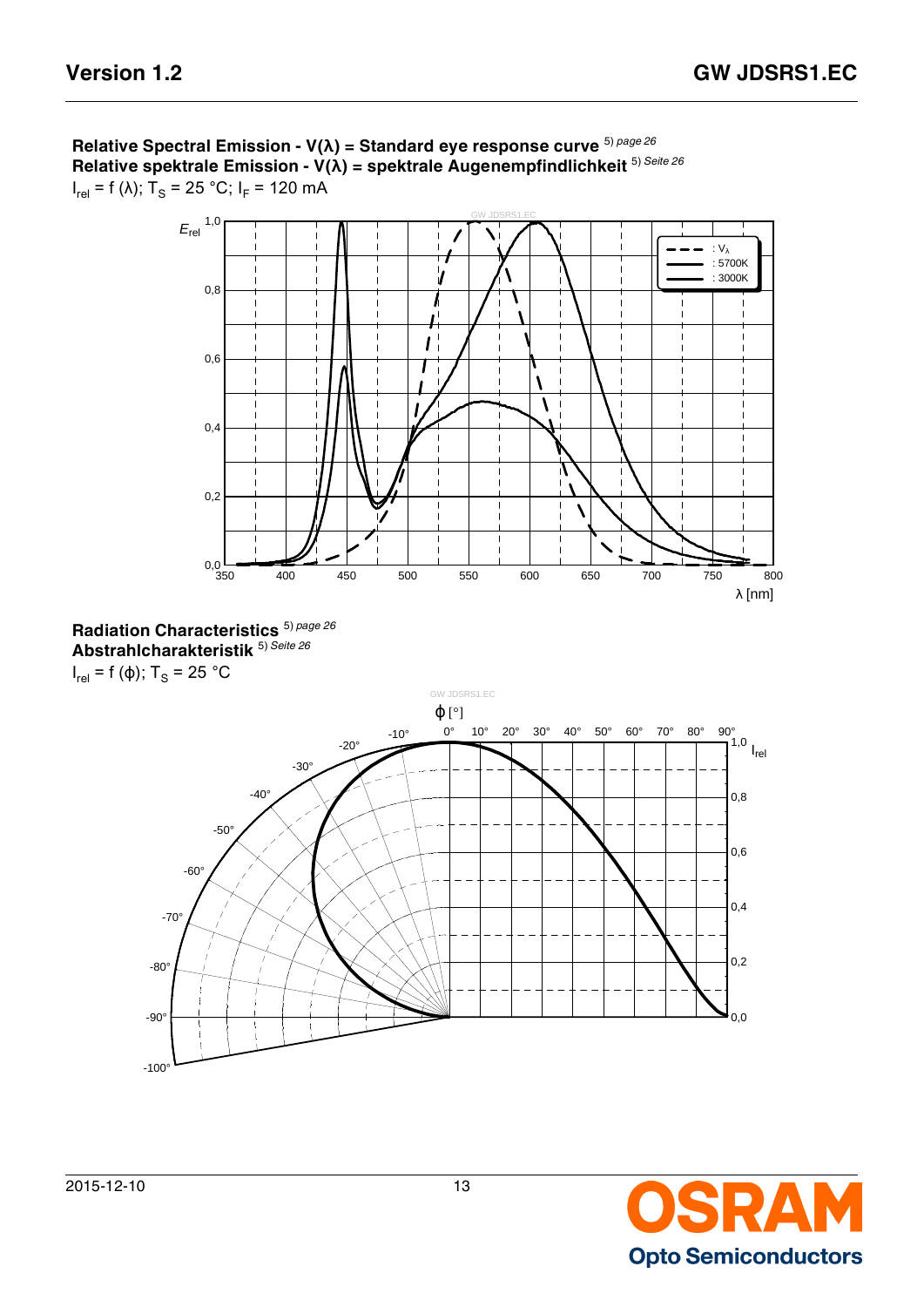**Relative Spectral Emission - V(λ) = Standard eye response curve** [5) page 26]
**Relative spektrale Emission - V(λ) = spektrale Augenempfindlichkeit** [5) Seite 26]

$I_{rel}$ = f (λ); $T_S$ = 25 °C; $I_F$ = 120 mA

**Radiation Characteristics** [5) page 26]
**Abstrahlcharakteristik** [5) Seite 26]

$I_{rel}$ = f (ϕ); $T_S$ = 25 °C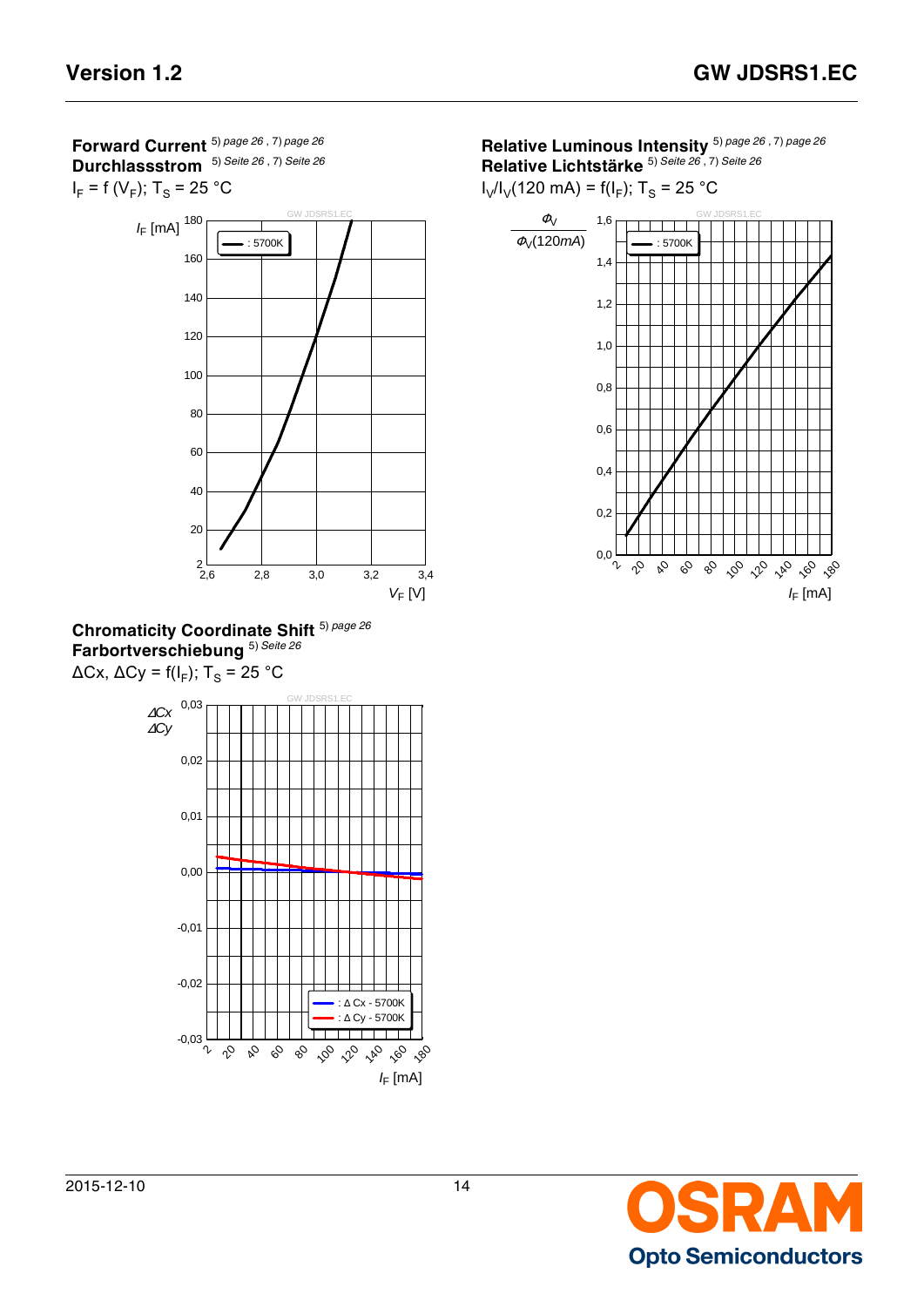## Forward Current [5) page 26, 7) page 26]
## Durchlassstrom [5) Seite 26, 7) Seite 26]

$I_F = f(V_F)$; $T_S$ = 25 °C

## Relative Luminous Intensity [5) page 26, 7) page 26]
## Relative Lichtstärke [5) Seite 26, 7) Seite 26]

$I_V/I_V$(120 mA) = $f(I_F)$; $T_S$ = 25 °C

## Chromaticity Coordinate Shift [5) page 26]
## Farbortverschiebung [5) Seite 26]

$\Delta Cx$, $\Delta Cy$ = $f(I_F)$; $T_S$ = 25 °C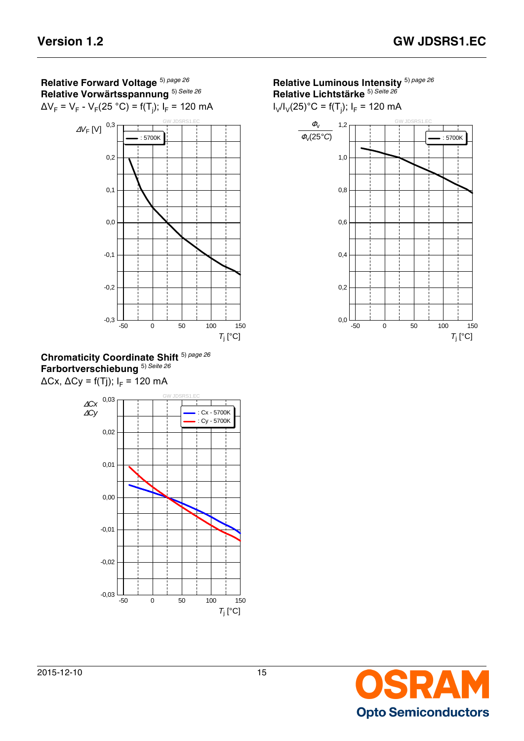**Relative Forward Voltage** 5) page 26
**Relative Vorwärtsspannung** 5) Seite 26

$\Delta V_F = V_F - V_F(25\,°C) = f(T_j)$; $I_F = 120$ mA

**Relative Luminous Intensity** 5) page 26
**Relative Lichtstärke** 5) Seite 26

$I_V/I_V(25)°C = f(T_j)$; $I_F = 120$ mA

**Chromaticity Coordinate Shift** 5) page 26
**Farbortverschiebung** 5) Seite 26

$\Delta Cx, \Delta Cy = f(Tj)$; $I_F = 120$ mA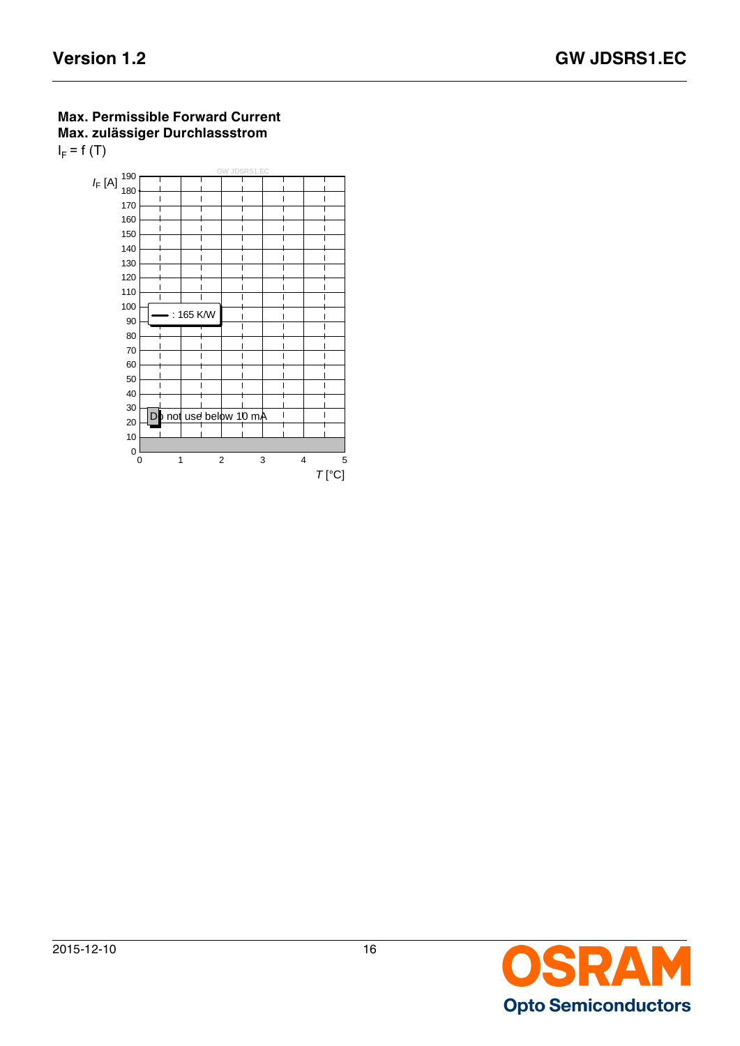**Max. Permissible Forward Current**
**Max. zulässiger Durchlassstrom**

$I_F = f(T)$

GW JDSRS1.EC

$I_F$ [A]

190
180
170
160
150
140
130
120
110
100
90
80
70
60
50
40
30
20
10
0

: 165 K/W

Do not use below 10 mA

0 1 2 3 4 5

$T$ [°C]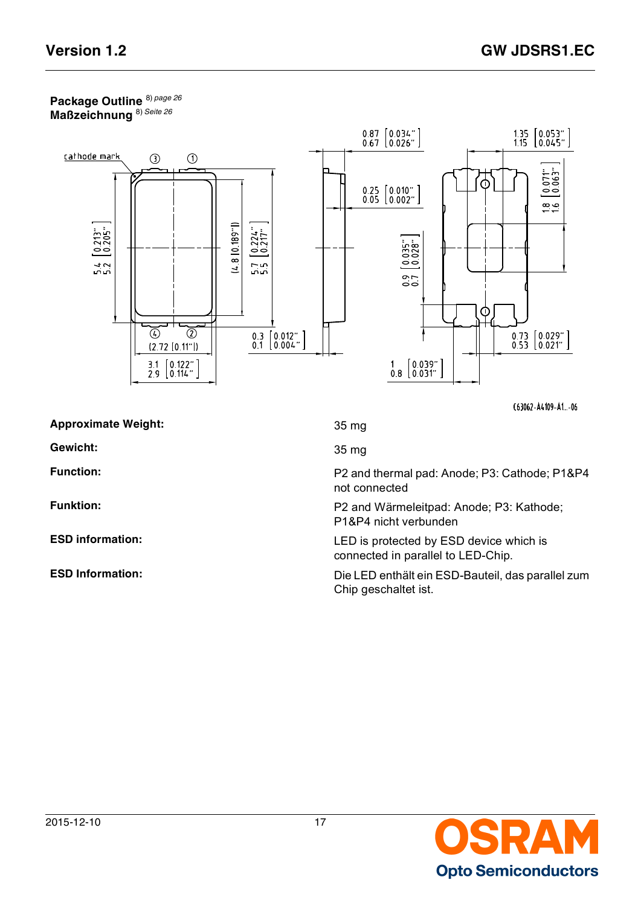**Package Outline** [8) *page 26*]
**Maßzeichnung** [8) *Seite 26*]

C63062-A4109-A1...-06

| | |
|---|---|
| **Approximate Weight:** | 35 mg |
| **Gewicht:** | 35 mg |
| **Function:** | P2 and thermal pad: Anode; P3: Cathode; P1&P4 not connected |
| **Funktion:** | P2 and Wärmeleitpad: Anode; P3: Kathode; P1&P4 nicht verbunden |
| **ESD information:** | LED is protected by ESD device which is connected in parallel to LED-Chip. |
| **ESD Information:** | Die LED enthält ein ESD-Bauteil, das parallel zum Chip geschaltet ist. |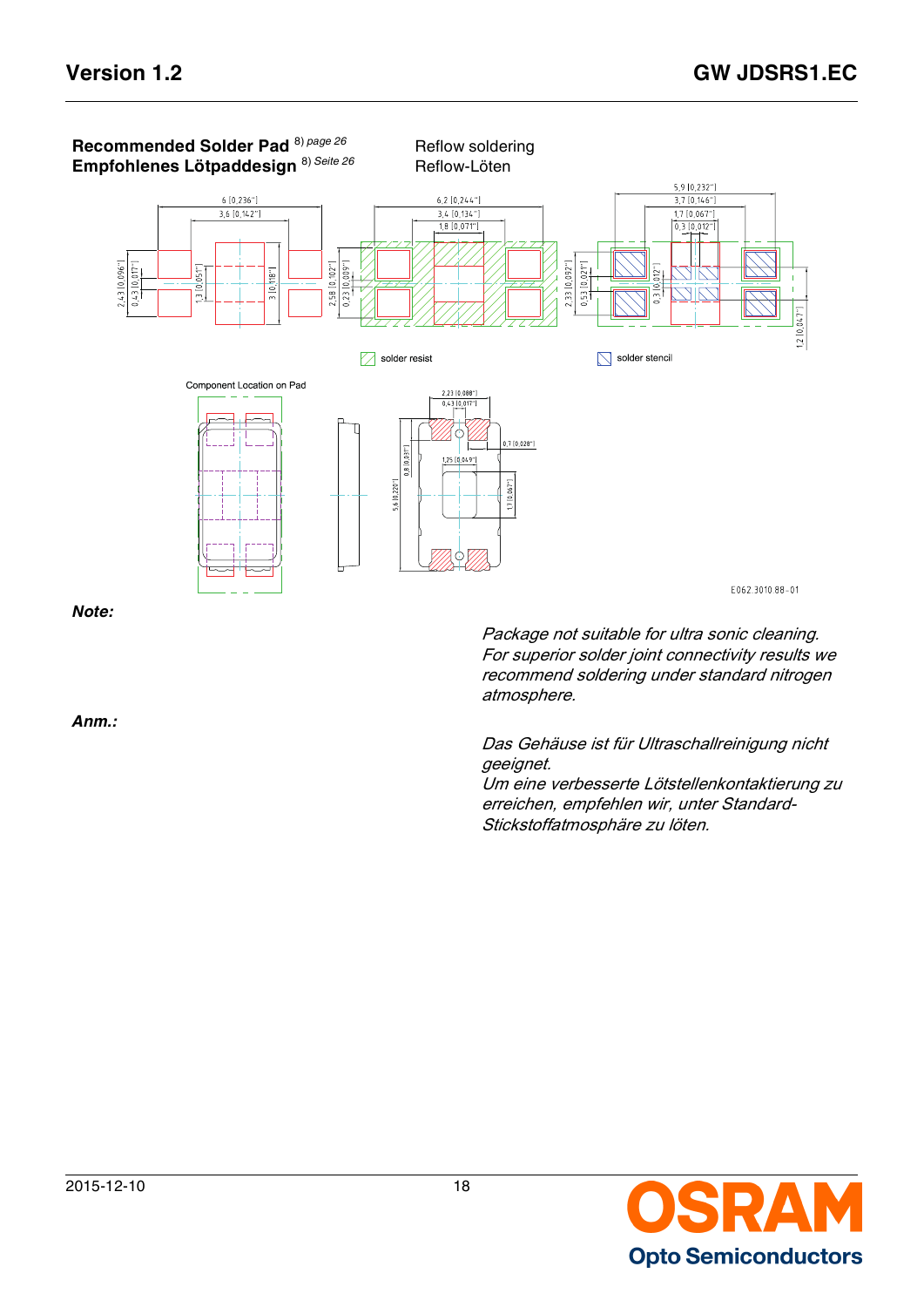**Recommended Solder Pad** [8) page 26]
**Empfohlenes Lötpaddesign** [8) Seite 26]

Reflow soldering
Reflow-Löten

solder resist

solder stencil

Component Location on Pad

E062.3010.88-01

***Note:***

*Package not suitable for ultra sonic cleaning.*
*For superior solder joint connectivity results we recommend soldering under standard nitrogen atmosphere.*

***Anm.:***

*Das Gehäuse ist für Ultraschallreinigung nicht geeignet.*
*Um eine verbesserte Lötstellenkontaktierung zu erreichen, empfehlen wir, unter Standard-Stickstoffatmosphäre zu löten.*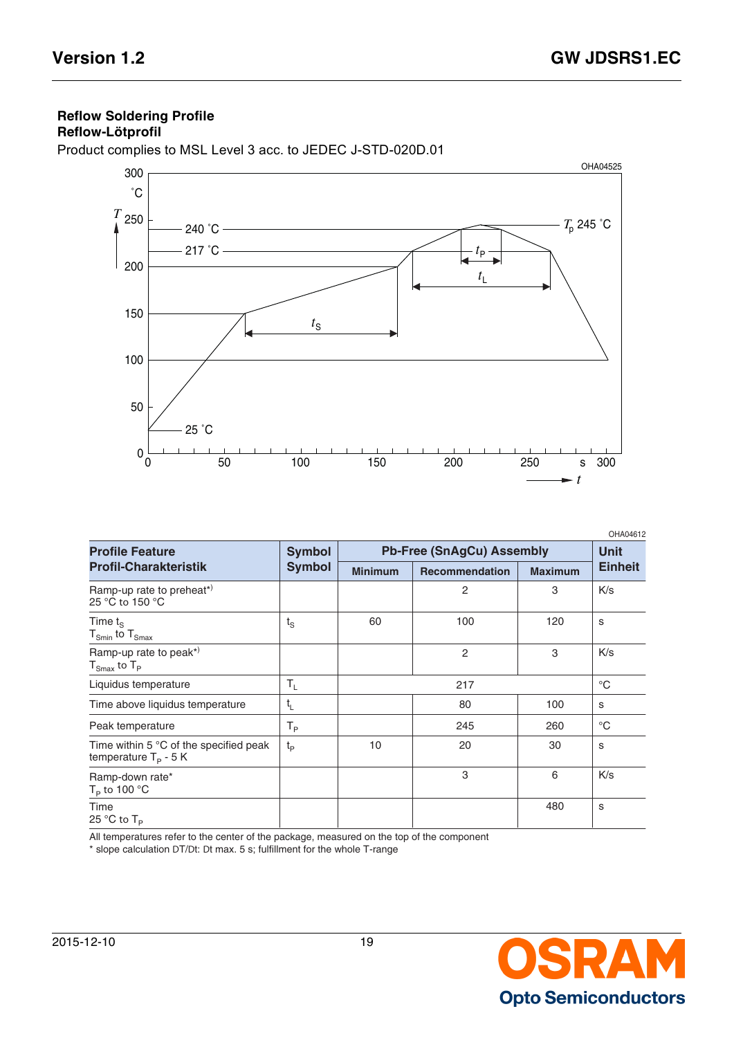## Reflow Soldering Profile
## Reflow-Lötprofil

Product complies to MSL Level 3 acc. to JEDEC J-STD-020D.01

OHA04525

OHA04612

| Profile Feature<br>Profil-Charakteristik | Symbol<br>Symbol | Pb-Free (SnAgCu) Assembly | | | Unit<br>Einheit |
|---|---|---|---|---|---|
| | | Minimum | Recommendation | Maximum | |
| Ramp-up rate to preheat*)<br>25 °C to 150 °C | | | 2 | 3 | K/s |
| Time $t_S$<br>$T_{Smin}$ to $T_{Smax}$ | $t_S$ | 60 | 100 | 120 | s |
| Ramp-up rate to peak*)<br>$T_{Smax}$ to $T_P$ | | | 2 | 3 | K/s |
| Liquidus temperature | $T_L$ | 217 | | | °C |
| Time above liquidus temperature | $t_L$ | | 80 | 100 | s |
| Peak temperature | $T_P$ | | 245 | 260 | °C |
| Time within 5 °C of the specified peak temperature $T_P$ - 5 K | $t_P$ | 10 | 20 | 30 | s |
| Ramp-down rate*<br>$T_P$ to 100 °C | | | 3 | 6 | K/s |
| Time<br>25 °C to $T_P$ | | | | 480 | s |

All temperatures refer to the center of the package, measured on the top of the component
* slope calculation DT/Dt: Dt max. 5 s; fulfillment for the whole T-range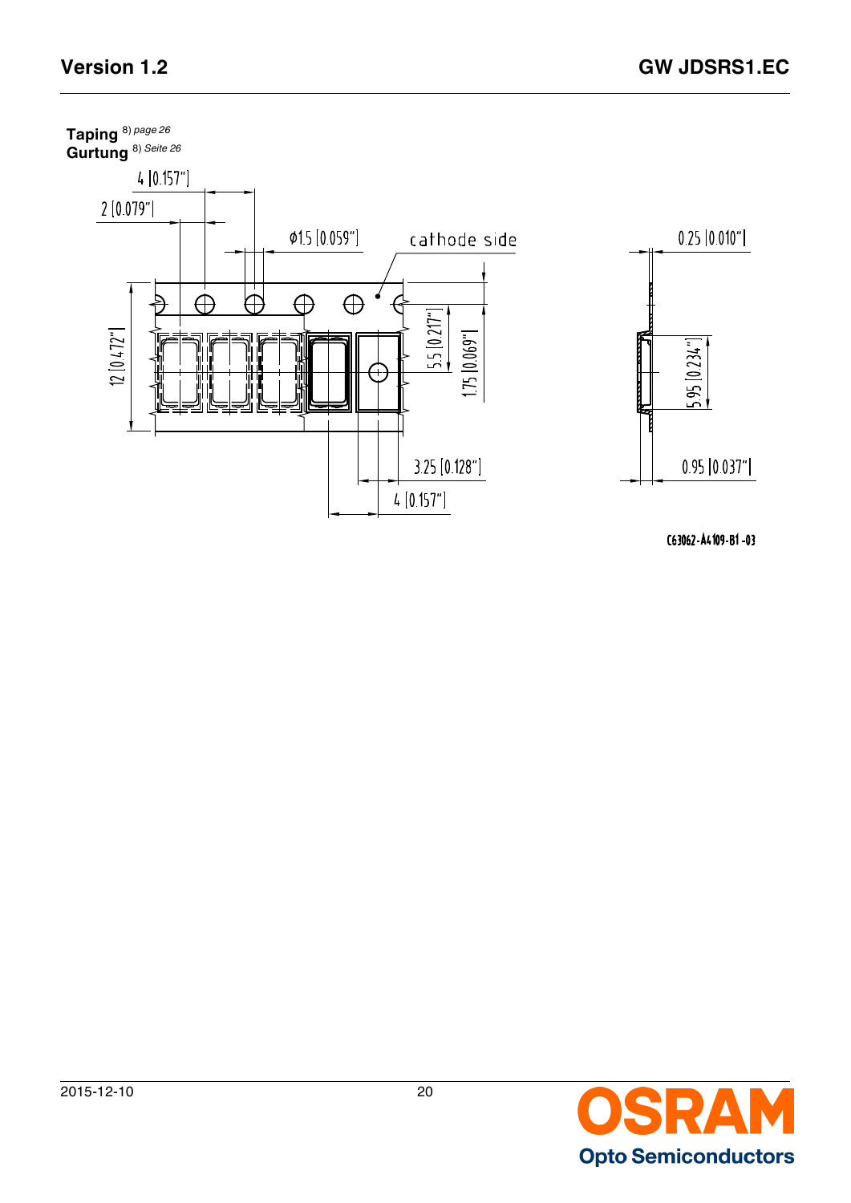**Taping** 8) *page 26*
**Gurtung** 8) *Seite 26*

4 [0.157"]

2 [0.079"]

Ø1.5 [0.059"]

cathode side

0.25 [0.010"]

12 [0.472"]

5.5 [0.217"]

1.75 [0.069"]

5.95 [0.234"]

3.25 [0.128"]

4 [0.157"]

0.95 [0.037"]

C63062-A4109-B1-03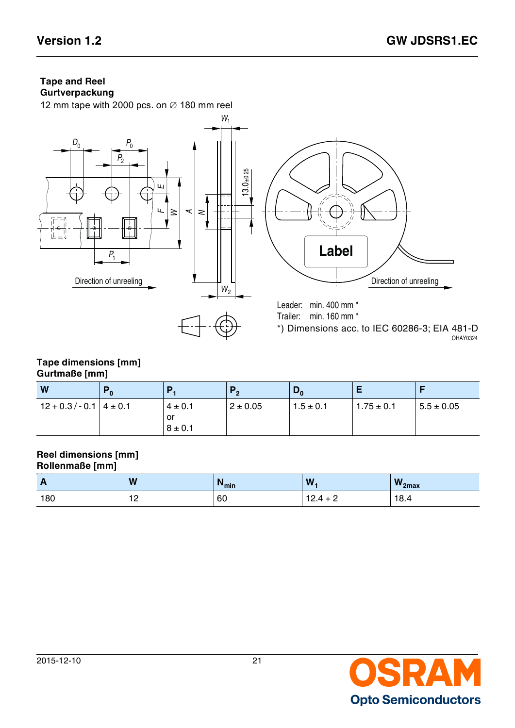## Tape and Reel
## Gurtverpackung

12 mm tape with 2000 pcs. on ∅ 180 mm reel

Direction of unreeling

Leader: min. 400 mm *
Trailer: min. 160 mm *
*) Dimensions acc. to IEC 60286-3; EIA 481-D

OHAY0324

### Tape dimensions [mm]
### Gurtmaße [mm]

| W | $P_0$ | $P_1$ | $P_2$ | $D_0$ | E | F |
|---|---|---|---|---|---|---|
| 12 + 0.3 / - 0.1 | 4 ± 0.1 | 4 ± 0.1 or 8 ± 0.1 | 2 ± 0.05 | 1.5 ± 0.1 | 1.75 ± 0.1 | 5.5 ± 0.05 |

### Reel dimensions [mm]
### Rollenmaße [mm]

| A | W | $N_{min}$ | $W_1$ | $W_{2max}$ |
|---|---|---|---|---|
| 180 | 12 | 60 | 12.4 + 2 | 18.4 |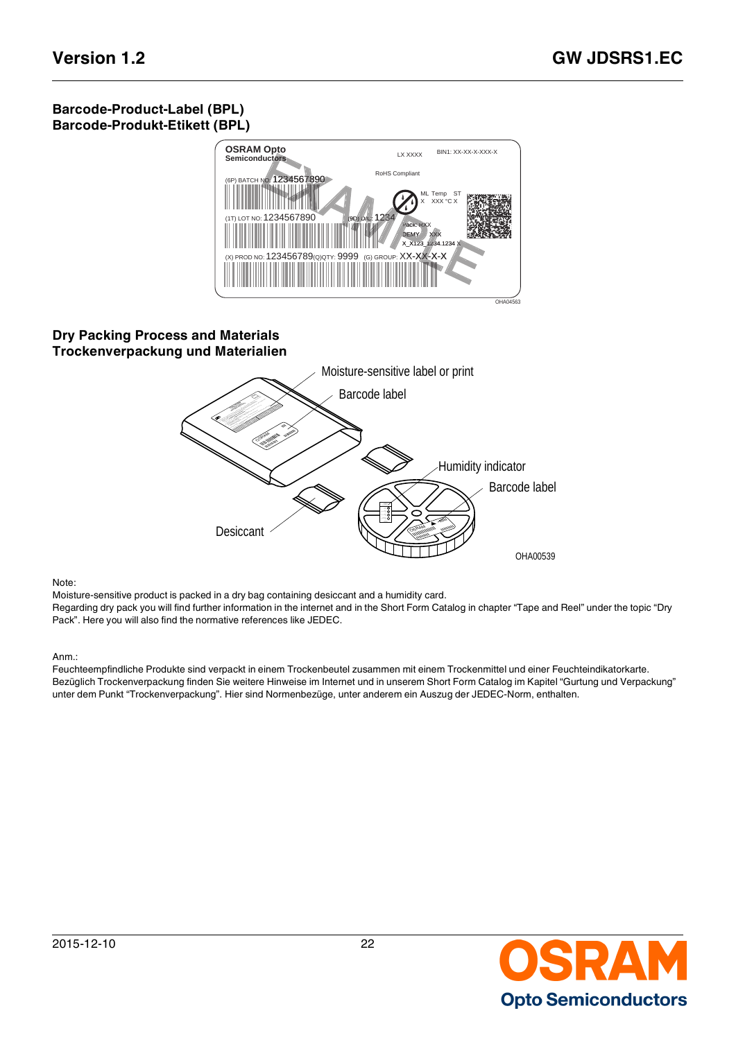## Barcode-Product-Label (BPL)
## Barcode-Produkt-Etikett (BPL)

## Dry Packing Process and Materials
## Trockenverpackung und Materialien

Note:
Moisture-sensitive product is packed in a dry bag containing desiccant and a humidity card.
Regarding dry pack you will find further information in the internet and in the Short Form Catalog in chapter "Tape and Reel" under the topic "Dry Pack". Here you will also find the normative references like JEDEC.

Anm.:
Feuchteempfindliche Produkte sind verpackt in einem Trockenbeutel zusammen mit einem Trockenmittel und einer Feuchteindikatorkarte.
Bezüglich Trockenverpackung finden Sie weitere Hinweise im Internet und in unserem Short Form Catalog im Kapitel "Gurtung und Verpackung" unter dem Punkt "Trockenverpackung". Hier sind Normenbezüge, unter anderem ein Auszug der JEDEC-Norm, enthalten.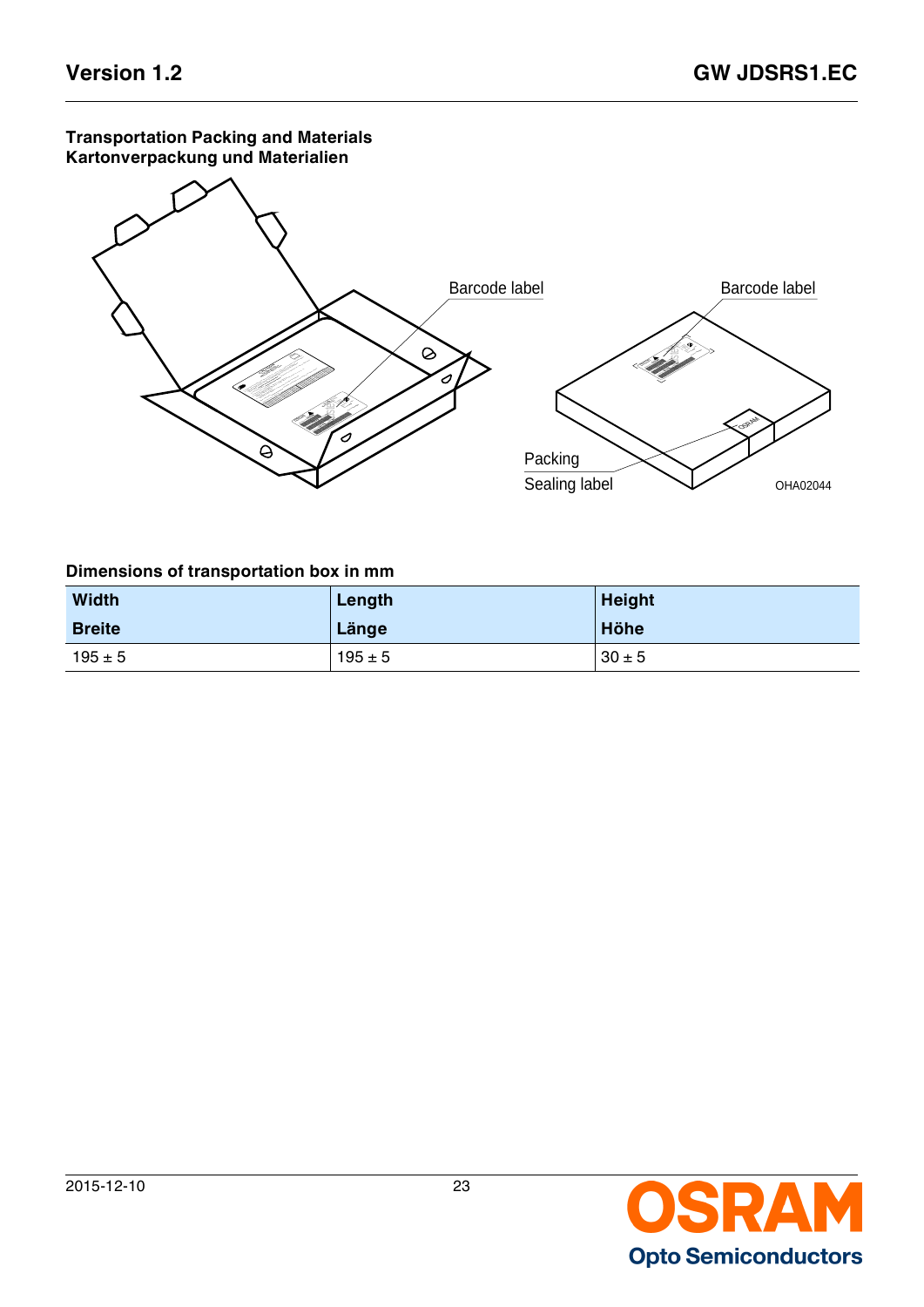**Transportation Packing and Materials**
**Kartonverpackung und Materialien**

Barcode label

Barcode label

Packing
Sealing label

OHA02044

**Dimensions of transportation box in mm**

| Width<br>Breite | Length<br>Länge | Height<br>Höhe |
|---|---|---|
| 195 ± 5 | 195 ± 5 | 30 ± 5 |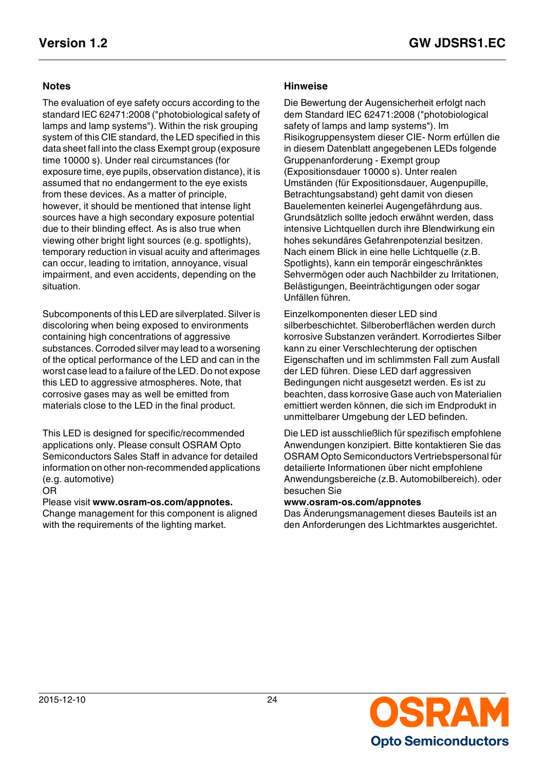## Notes

The evaluation of eye safety occurs according to the standard IEC 62471:2008 ("photobiological safety of lamps and lamp systems"). Within the risk grouping system of this CIE standard, the LED specified in this data sheet fall into the class Exempt group (exposure time 10000 s). Under real circumstances (for exposure time, eye pupils, observation distance), it is assumed that no endangerment to the eye exists from these devices. As a matter of principle, however, it should be mentioned that intense light sources have a high secondary exposure potential due to their blinding effect. As is also true when viewing other bright light sources (e.g. spotlights), temporary reduction in visual acuity and afterimages can occur, leading to irritation, annoyance, visual impairment, and even accidents, depending on the situation.

Subcomponents of this LED are silverplated. Silver is discoloring when being exposed to environments containing high concentrations of aggressive substances. Corroded silver may lead to a worsening of the optical performance of the LED and can in the worst case lead to a failure of the LED. Do not expose this LED to aggressive atmospheres. Note, that corrosive gases may as well be emitted from materials close to the LED in the final product.

This LED is designed for specific/recommended applications only. Please consult OSRAM Opto Semiconductors Sales Staff in advance for detailed information on other non-recommended applications (e.g. automotive)
OR
Please visit **www.osram-os.com/appnotes.**
Change management for this component is aligned with the requirements of the lighting market.

## Hinweise

Die Bewertung der Augensicherheit erfolgt nach dem Standard IEC 62471:2008 ("photobiological safety of lamps and lamp systems"). Im Risikogruppensystem dieser CIE- Norm erfüllen die in diesem Datenblatt angegebenen LEDs folgende Gruppenanforderung - Exempt group (Expositionsdauer 10000 s). Unter realen Umständen (für Expositionsdauer, Augenpupille, Betrachtungsabstand) geht damit von diesen Bauelementen keinerlei Augengefährdung aus. Grundsätzlich sollte jedoch erwähnt werden, dass intensive Lichtquellen durch ihre Blendwirkung ein hohes sekundäres Gefahrenpotenzial besitzen. Nach einem Blick in eine helle Lichtquelle (z.B. Spotlights), kann ein temporär eingeschränktes Sehvermögen oder auch Nachbilder zu Irritationen, Belästigungen, Beeinträchtigungen oder sogar Unfällen führen.

Einzelkomponenten dieser LED sind silberbeschichtet. Silberoberflächen werden durch korrosive Substanzen verändert. Korrodiertes Silber kann zu einer Verschlechterung der optischen Eigenschaften und im schlimmsten Fall zum Ausfall der LED führen. Diese LED darf aggressiven Bedingungen nicht ausgesetzt werden. Es ist zu beachten, dass korrosive Gase auch von Materialien emittiert werden können, die sich im Endprodukt in unmittelbarer Umgebung der LED befinden.

Die LED ist ausschließlich für spezifisch empfohlene Anwendungen konzipiert. Bitte kontaktieren Sie das OSRAM Opto Semiconductors Vertriebspersonal für detailierte Informationen über nicht empfohlene Anwendungsbereiche (z.B. Automobilbereich). oder besuchen Sie
**www.osram-os.com/appnotes**
Das Änderungsmanagement dieses Bauteils ist an den Anforderungen des Lichtmarktes ausgerichtet.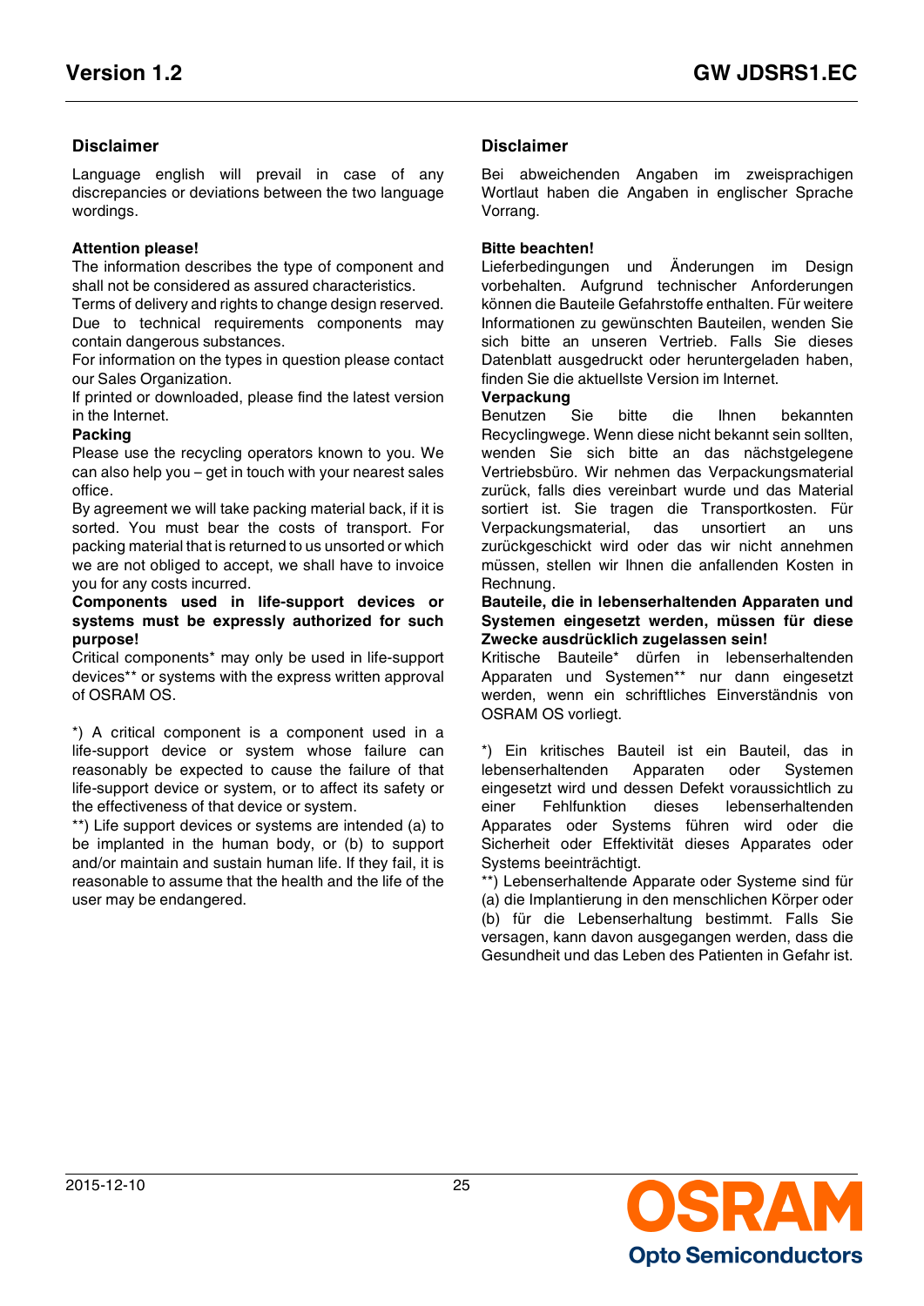## Disclaimer

Language english will prevail in case of any discrepancies or deviations between the two language wordings.

**Attention please!**
The information describes the type of component and shall not be considered as assured characteristics.
Terms of delivery and rights to change design reserved. Due to technical requirements components may contain dangerous substances.
For information on the types in question please contact our Sales Organization.
If printed or downloaded, please find the latest version in the Internet.

**Packing**
Please use the recycling operators known to you. We can also help you – get in touch with your nearest sales office.
By agreement we will take packing material back, if it is sorted. You must bear the costs of transport. For packing material that is returned to us unsorted or which we are not obliged to accept, we shall have to invoice you for any costs incurred.

**Components used in life-support devices or systems must be expressly authorized for such purpose!**
Critical components* may only be used in life-support devices** or systems with the express written approval of OSRAM OS.

*) A critical component is a component used in a life-support device or system whose failure can reasonably be expected to cause the failure of that life-support device or system, or to affect its safety or the effectiveness of that device or system.
**) Life support devices or systems are intended (a) to be implanted in the human body, or (b) to support and/or maintain and sustain human life. If they fail, it is reasonable to assume that the health and the life of the user may be endangered.

## Disclaimer

Bei abweichenden Angaben im zweisprachigen Wortlaut haben die Angaben in englischer Sprache Vorrang.

**Bitte beachten!**
Lieferbedingungen und Änderungen im Design vorbehalten. Aufgrund technischer Anforderungen können die Bauteile Gefahrstoffe enthalten. Für weitere Informationen zu gewünschten Bauteilen, wenden Sie sich bitte an unseren Vertrieb. Falls Sie dieses Datenblatt ausgedruckt oder heruntergeladen haben, finden Sie die aktuellste Version im Internet.

**Verpackung**
Benutzen Sie bitte die Ihnen bekannten Recyclingwege. Wenn diese nicht bekannt sein sollten, wenden Sie sich bitte an das nächstgelegene Vertriebsbüro. Wir nehmen das Verpackungsmaterial zurück, falls dies vereinbart wurde und das Material sortiert ist. Sie tragen die Transportkosten. Für Verpackungsmaterial, das unsortiert an uns zurückgeschickt wird oder das wir nicht annehmen müssen, stellen wir Ihnen die anfallenden Kosten in Rechnung.

**Bauteile, die in lebenserhaltenden Apparaten und Systemen eingesetzt werden, müssen für diese Zwecke ausdrücklich zugelassen sein!**
Kritische Bauteile* dürfen in lebenserhaltenden Apparaten und Systemen** nur dann eingesetzt werden, wenn ein schriftliches Einverständnis von OSRAM OS vorliegt.

*) Ein kritisches Bauteil ist ein Bauteil, das in lebenserhaltenden Apparaten oder Systemen eingesetzt wird und dessen Defekt voraussichtlich zu einer Fehlfunktion dieses lebenserhaltenden Apparates oder Systems führen wird oder die Sicherheit oder Effektivität dieses Apparates oder Systems beeinträchtigt.
**) Lebenserhaltende Apparate oder Systeme sind für (a) die Implantierung in den menschlichen Körper oder (b) für die Lebenserhaltung bestimmt. Falls Sie versagen, kann davon ausgegangen werden, dass die Gesundheit und das Leben des Patienten in Gefahr ist.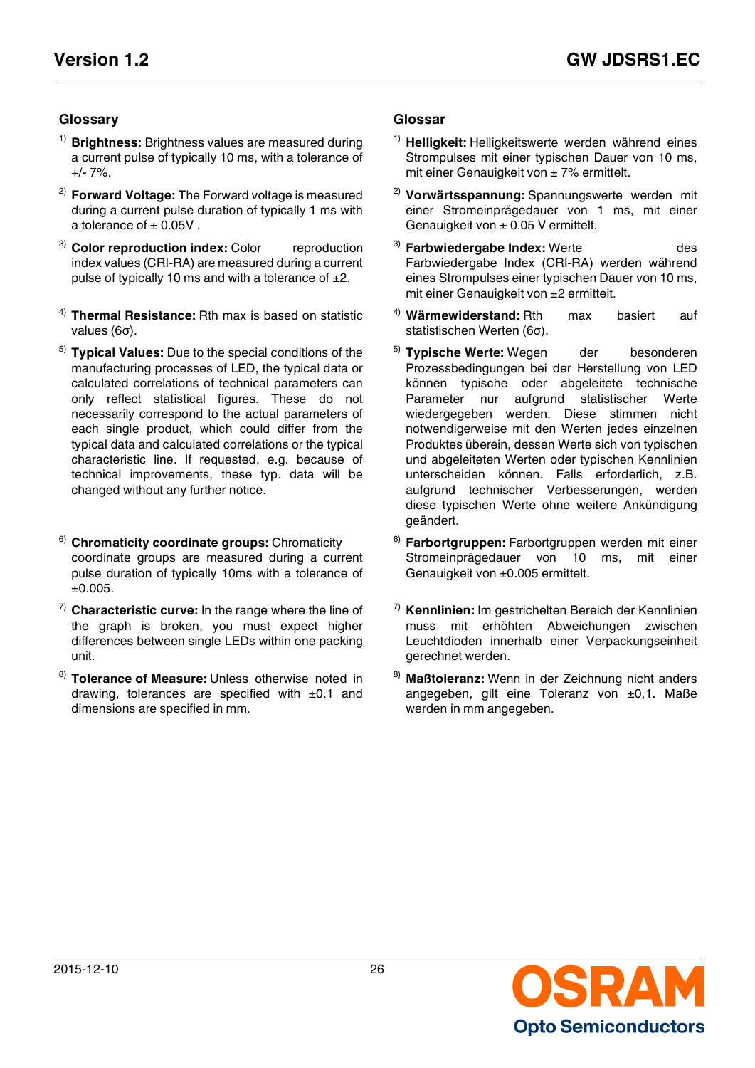## Glossary

[1] **Brightness:** Brightness values are measured during a current pulse of typically 10 ms, with a tolerance of +/- 7%.

[2] **Forward Voltage:** The Forward voltage is measured during a current pulse duration of typically 1 ms with a tolerance of ± 0.05V .

[3] **Color reproduction index:** Color reproduction index values (CRI-RA) are measured during a current pulse of typically 10 ms and with a tolerance of ±2.

[4] **Thermal Resistance:** Rth max is based on statistic values (6σ).

[5] **Typical Values:** Due to the special conditions of the manufacturing processes of LED, the typical data or calculated correlations of technical parameters can only reflect statistical figures. These do not necessarily correspond to the actual parameters of each single product, which could differ from the typical data and calculated correlations or the typical characteristic line. If requested, e.g. because of technical improvements, these typ. data will be changed without any further notice.

[6] **Chromaticity coordinate groups:** Chromaticity coordinate groups are measured during a current pulse duration of typically 10ms with a tolerance of ±0.005.

[7] **Characteristic curve:** In the range where the line of the graph is broken, you must expect higher differences between single LEDs within one packing unit.

[8] **Tolerance of Measure:** Unless otherwise noted in drawing, tolerances are specified with ±0.1 and dimensions are specified in mm.

## Glossar

[1] **Helligkeit:** Helligkeitswerte werden während eines Strompulses mit einer typischen Dauer von 10 ms, mit einer Genauigkeit von ± 7% ermittelt.

[2] **Vorwärtsspannung:** Spannungswerte werden mit einer Stromeinprägedauer von 1 ms, mit einer Genauigkeit von ± 0.05 V ermittelt.

[3] **Farbwiedergabe Index:** Werte des Farbwiedergabe Index (CRI-RA) werden während eines Strompulses einer typischen Dauer von 10 ms, mit einer Genauigkeit von ±2 ermittelt.

[4] **Wärmewiderstand:** Rth max basiert auf statistischen Werten (6σ).

[5] **Typische Werte:** Wegen der besonderen Prozessbedingungen bei der Herstellung von LED können typische oder abgeleitete technische Parameter nur aufgrund statistischer Werte wiedergegeben werden. Diese stimmen nicht notwendigerweise mit den Werten jedes einzelnen Produktes überein, dessen Werte sich von typischen und abgeleiteten Werten oder typischen Kennlinien unterscheiden können. Falls erforderlich, z.B. aufgrund technischer Verbesserungen, werden diese typischen Werte ohne weitere Ankündigung geändert.

[6] **Farbortgruppen:** Farbortgruppen werden mit einer Stromeinprägedauer von 10 ms, mit einer Genauigkeit von ±0.005 ermittelt.

[7] **Kennlinien:** Im gestrichelten Bereich der Kennlinien muss mit erhöhten Abweichungen zwischen Leuchtdioden innerhalb einer Verpackungseinheit gerechnet werden.

[8] **Maßtoleranz:** Wenn in der Zeichnung nicht anders angegeben, gilt eine Toleranz von ±0,1. Maße werden in mm angegeben.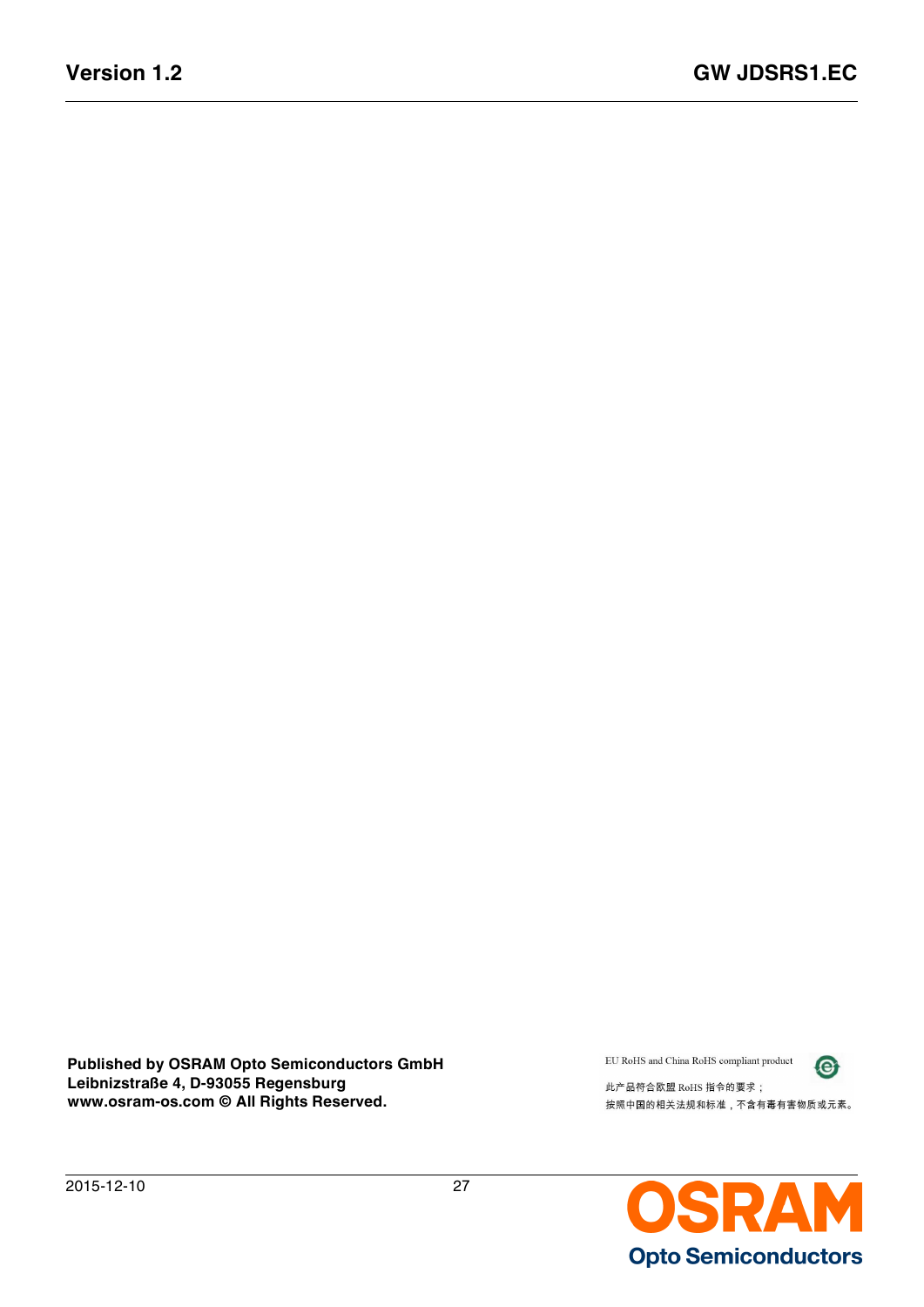**Published by OSRAM Opto Semiconductors GmbH**
**Leibnizstraße 4, D-93055 Regensburg**
**www.osram-os.com © All Rights Reserved.**

EU RoHS and China RoHS compliant product

此产品符合欧盟 RoHS 指令的要求；
按照中国的相关法规和标准，不含有毒有害物质或元素。